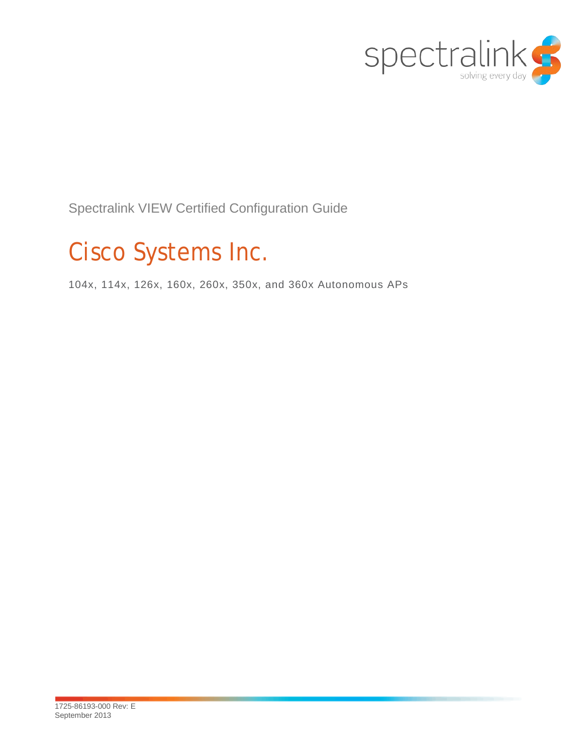spectralink
solving every day

Spectralink VIEW Certified Configuration Guide

# Cisco Systems Inc.

104x, 114x, 126x, 160x, 260x, 350x, and 360x Autonomous APs

1725-86193-000 Rev: E
September 2013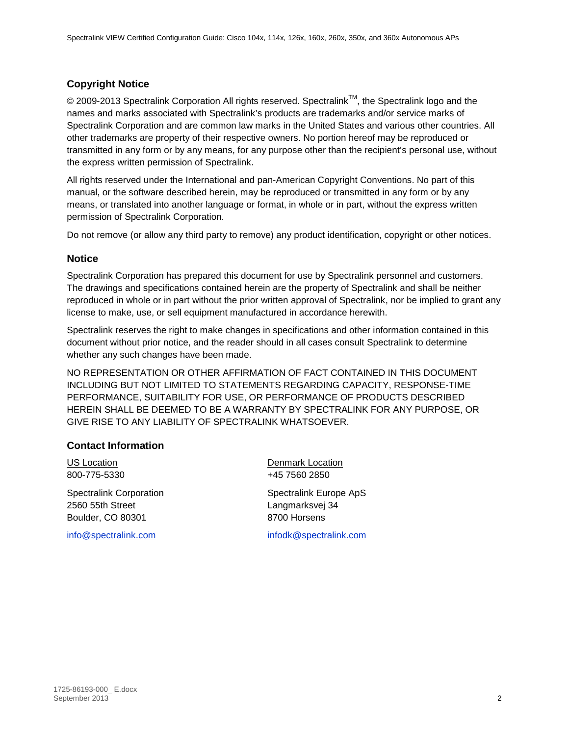## Copyright Notice

© 2009-2013 Spectralink Corporation All rights reserved. Spectralink$^{TM}$, the Spectralink logo and the names and marks associated with Spectralink's products are trademarks and/or service marks of Spectralink Corporation and are common law marks in the United States and various other countries. All other trademarks are property of their respective owners. No portion hereof may be reproduced or transmitted in any form or by any means, for any purpose other than the recipient's personal use, without the express written permission of Spectralink.

All rights reserved under the International and pan-American Copyright Conventions. No part of this manual, or the software described herein, may be reproduced or transmitted in any form or by any means, or translated into another language or format, in whole or in part, without the express written permission of Spectralink Corporation.

Do not remove (or allow any third party to remove) any product identification, copyright or other notices.

## Notice

Spectralink Corporation has prepared this document for use by Spectralink personnel and customers. The drawings and specifications contained herein are the property of Spectralink and shall be neither reproduced in whole or in part without the prior written approval of Spectralink, nor be implied to grant any license to make, use, or sell equipment manufactured in accordance herewith.

Spectralink reserves the right to make changes in specifications and other information contained in this document without prior notice, and the reader should in all cases consult Spectralink to determine whether any such changes have been made.

NO REPRESENTATION OR OTHER AFFIRMATION OF FACT CONTAINED IN THIS DOCUMENT INCLUDING BUT NOT LIMITED TO STATEMENTS REGARDING CAPACITY, RESPONSE-TIME PERFORMANCE, SUITABILITY FOR USE, OR PERFORMANCE OF PRODUCTS DESCRIBED HEREIN SHALL BE DEEMED TO BE A WARRANTY BY SPECTRALINK FOR ANY PURPOSE, OR GIVE RISE TO ANY LIABILITY OF SPECTRALINK WHATSOEVER.

## Contact Information

US Location
800-775-5330

Spectralink Corporation
2560 55th Street
Boulder, CO 80301

info@spectralink.com

Denmark Location
+45 7560 2850

Spectralink Europe ApS
Langmarksvej 34
8700 Horsens

infodk@spectralink.com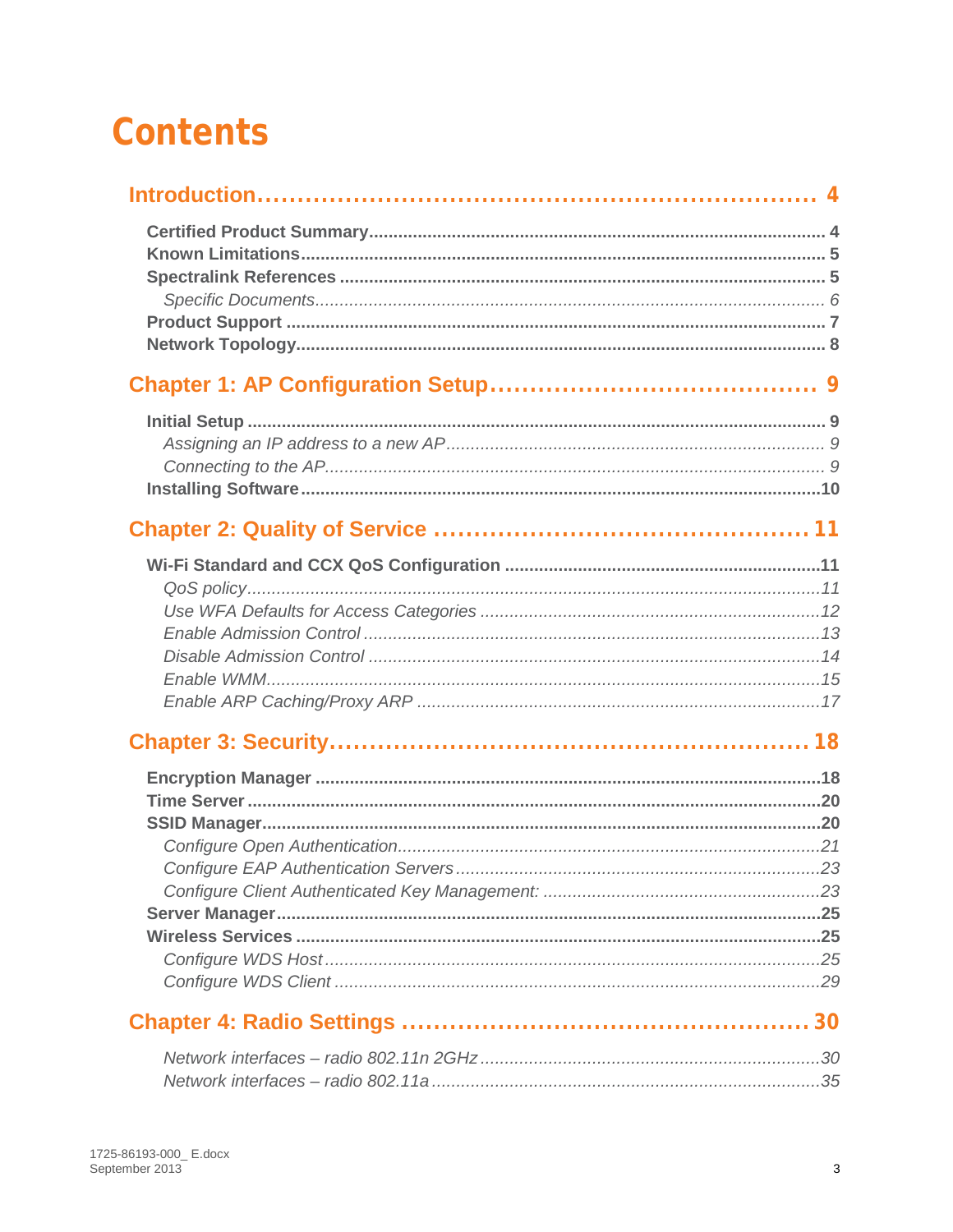# Contents

**Introduction ..................................................................... 4**

- **Certified Product Summary** ..................................................... 4
- **Known Limitations** ..................................................... 5
- **Spectralink References** ..................................................... 5
  - *Specific Documents* ..................................................... 6
- **Product Support** ..................................................... 7
- **Network Topology** ..................................................... 8

**Chapter 1: AP Configuration Setup ..................................... 9**

- **Initial Setup** ..................................................... 9
  - *Assigning an IP address to a new AP* ..................................................... 9
  - *Connecting to the AP* ..................................................... 9
- **Installing Software** ..................................................... 10

**Chapter 2: Quality of Service ..................................... 11**

- **Wi-Fi Standard and CCX QoS Configuration** ..................................................... 11
  - *QoS policy* ..................................................... 11
  - *Use WFA Defaults for Access Categories* ..................................................... 12
  - *Enable Admission Control* ..................................................... 13
  - *Disable Admission Control* ..................................................... 14
  - *Enable WMM* ..................................................... 15
  - *Enable ARP Caching/Proxy ARP* ..................................................... 17

**Chapter 3: Security ..................................... 18**

- **Encryption Manager** ..................................................... 18
- **Time Server** ..................................................... 20
- **SSID Manager** ..................................................... 20
  - *Configure Open Authentication* ..................................................... 21
  - *Configure EAP Authentication Servers* ..................................................... 23
  - *Configure Client Authenticated Key Management:* ..................................................... 23
- **Server Manager** ..................................................... 25
- **Wireless Services** ..................................................... 25
  - *Configure WDS Host* ..................................................... 25
  - *Configure WDS Client* ..................................................... 29

**Chapter 4: Radio Settings ..................................... 30**

  - *Network interfaces – radio 802.11n 2GHz* ..................................................... 30
  - *Network interfaces – radio 802.11a* ..................................................... 35

1725-86193-000_ E.docx
September 2013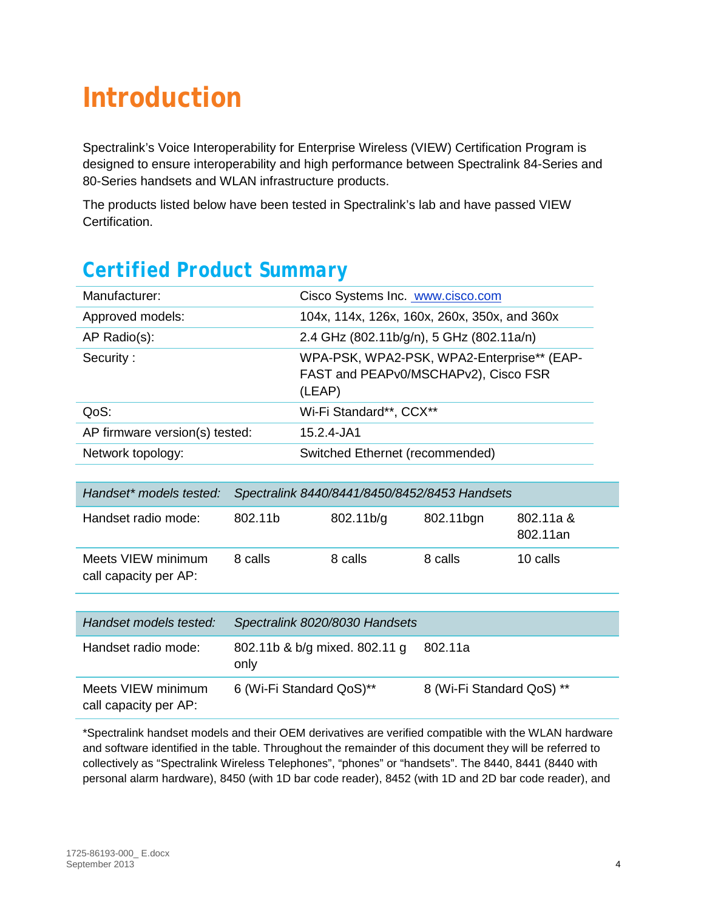# Introduction

Spectralink's Voice Interoperability for Enterprise Wireless (VIEW) Certification Program is designed to ensure interoperability and high performance between Spectralink 84-Series and 80-Series handsets and WLAN infrastructure products.

The products listed below have been tested in Spectralink's lab and have passed VIEW Certification.

## Certified Product Summary

| | |
|---|---|
| Manufacturer: | Cisco Systems Inc. [www.cisco.com](http://www.cisco.com) |
| Approved models: | 104x, 114x, 126x, 160x, 260x, 350x, and 360x |
| AP Radio(s): | 2.4 GHz (802.11b/g/n), 5 GHz (802.11a/n) |
| Security : | WPA-PSK, WPA2-PSK, WPA2-Enterprise** (EAP-FAST and PEAPv0/MSCHAPv2), Cisco FSR (LEAP) |
| QoS: | Wi-Fi Standard**, CCX** |
| AP firmware version(s) tested: | 15.2.4-JA1 |
| Network topology: | Switched Ethernet (recommended) |

| *Handset\* models tested:* | *Spectralink 8440/8441/8450/8452/8453 Handsets* | | | |
|---|---|---|---|---|
| Handset radio mode: | 802.11b | 802.11b/g | 802.11bgn | 802.11a & 802.11an |
| Meets VIEW minimum call capacity per AP: | 8 calls | 8 calls | 8 calls | 10 calls |

| *Handset models tested:* | *Spectralink 8020/8030 Handsets* | |
|---|---|---|
| Handset radio mode: | 802.11b & b/g mixed. 802.11 g only | 802.11a |
| Meets VIEW minimum call capacity per AP: | 6 (Wi-Fi Standard QoS)** | 8 (Wi-Fi Standard QoS) ** |

*Spectralink handset models and their OEM derivatives are verified compatible with the WLAN hardware and software identified in the table. Throughout the remainder of this document they will be referred to collectively as "Spectralink Wireless Telephones", "phones" or "handsets". The 8440, 8441 (8440 with personal alarm hardware), 8450 (with 1D bar code reader), 8452 (with 1D and 2D bar code reader), and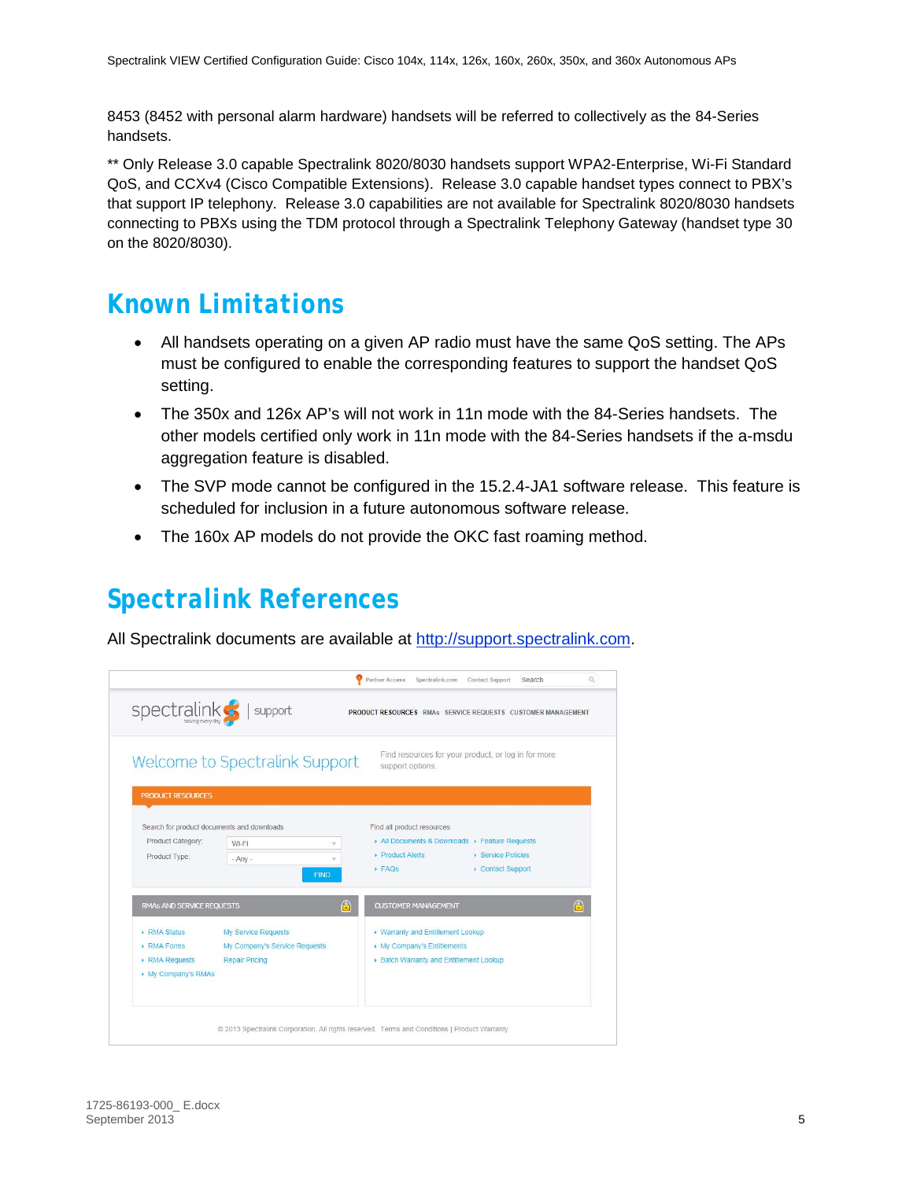8453 (8452 with personal alarm hardware) handsets will be referred to collectively as the 84-Series handsets.

** Only Release 3.0 capable Spectralink 8020/8030 handsets support WPA2-Enterprise, Wi-Fi Standard QoS, and CCXv4 (Cisco Compatible Extensions). Release 3.0 capable handset types connect to PBX's that support IP telephony. Release 3.0 capabilities are not available for Spectralink 8020/8030 handsets connecting to PBXs using the TDM protocol through a Spectralink Telephony Gateway (handset type 30 on the 8020/8030).

# Known Limitations

- All handsets operating on a given AP radio must have the same QoS setting. The APs must be configured to enable the corresponding features to support the handset QoS setting.
- The 350x and 126x AP's will not work in 11n mode with the 84-Series handsets. The other models certified only work in 11n mode with the 84-Series handsets if the a-msdu aggregation feature is disabled.
- The SVP mode cannot be configured in the 15.2.4-JA1 software release. This feature is scheduled for inclusion in a future autonomous software release.
- The 160x AP models do not provide the OKC fast roaming method.

# Spectralink References

All Spectralink documents are available at http://support.spectralink.com.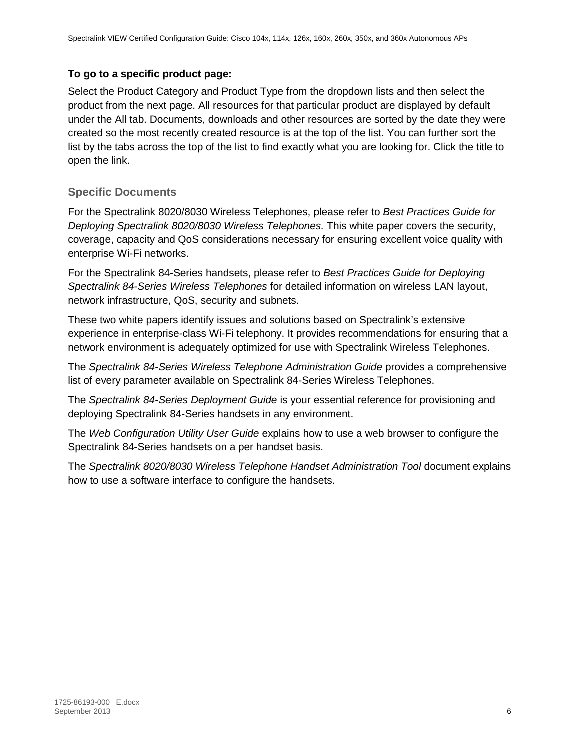**To go to a specific product page:**

Select the Product Category and Product Type from the dropdown lists and then select the product from the next page. All resources for that particular product are displayed by default under the All tab. Documents, downloads and other resources are sorted by the date they were created so the most recently created resource is at the top of the list. You can further sort the list by the tabs across the top of the list to find exactly what you are looking for. Click the title to open the link.

### Specific Documents

For the Spectralink 8020/8030 Wireless Telephones, please refer to *Best Practices Guide for Deploying Spectralink 8020/8030 Wireless Telephones.* This white paper covers the security, coverage, capacity and QoS considerations necessary for ensuring excellent voice quality with enterprise Wi-Fi networks.

For the Spectralink 84-Series handsets, please refer to *Best Practices Guide for Deploying Spectralink 84-Series Wireless Telephones* for detailed information on wireless LAN layout, network infrastructure, QoS, security and subnets.

These two white papers identify issues and solutions based on Spectralink's extensive experience in enterprise-class Wi-Fi telephony. It provides recommendations for ensuring that a network environment is adequately optimized for use with Spectralink Wireless Telephones.

The *Spectralink 84-Series Wireless Telephone Administration Guide* provides a comprehensive list of every parameter available on Spectralink 84-Series Wireless Telephones.

The *Spectralink 84-Series Deployment Guide* is your essential reference for provisioning and deploying Spectralink 84-Series handsets in any environment.

The *Web Configuration Utility User Guide* explains how to use a web browser to configure the Spectralink 84-Series handsets on a per handset basis.

The *Spectralink 8020/8030 Wireless Telephone Handset Administration Tool* document explains how to use a software interface to configure the handsets.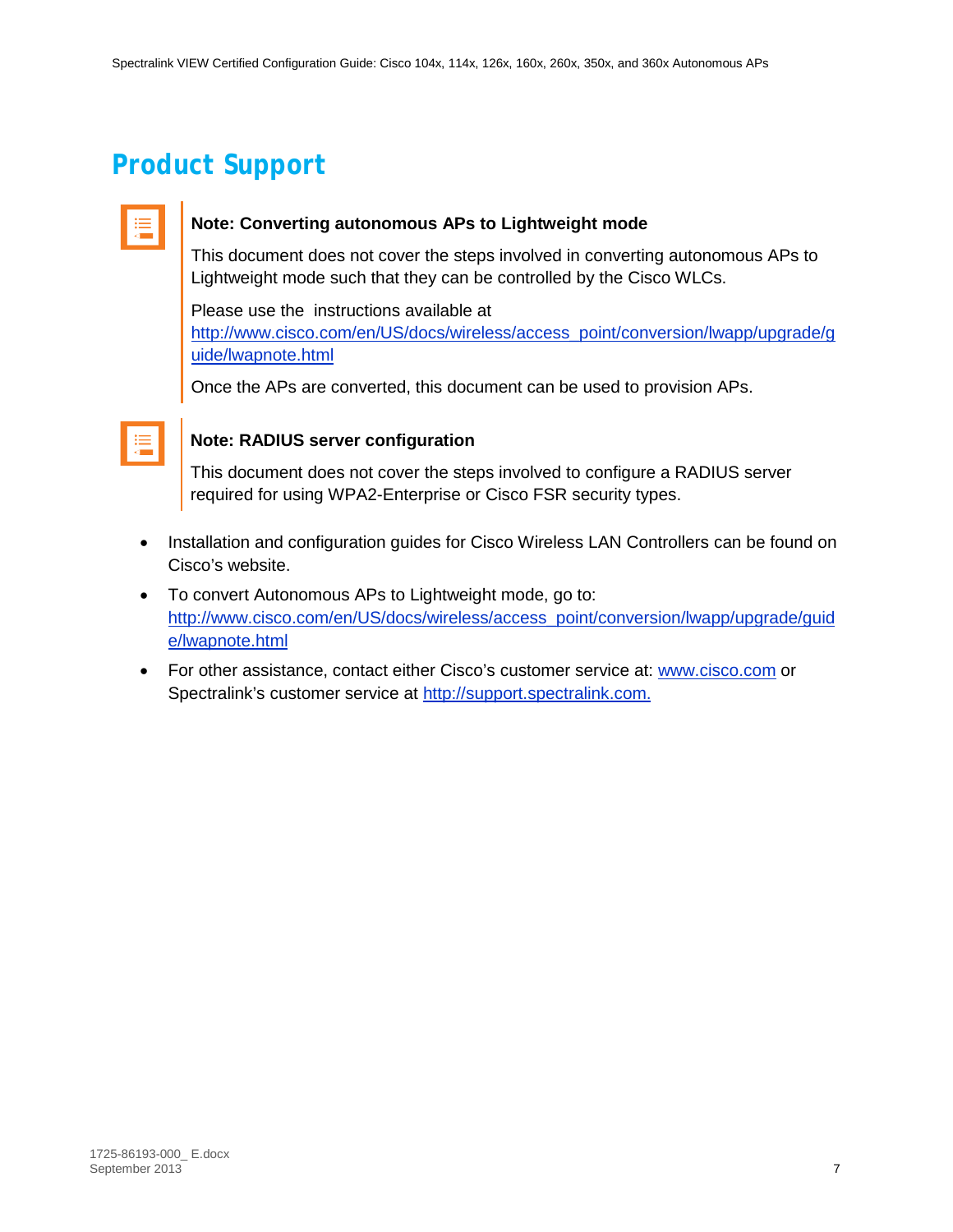# Product Support

> **Note: Converting autonomous APs to Lightweight mode**
>
> This document does not cover the steps involved in converting autonomous APs to Lightweight mode such that they can be controlled by the Cisco WLCs.
>
> Please use the instructions available at http://www.cisco.com/en/US/docs/wireless/access_point/conversion/lwapp/upgrade/guide/lwapnote.html
>
> Once the APs are converted, this document can be used to provision APs.

> **Note: RADIUS server configuration**
>
> This document does not cover the steps involved to configure a RADIUS server required for using WPA2-Enterprise or Cisco FSR security types.

- Installation and configuration guides for Cisco Wireless LAN Controllers can be found on Cisco's website.
- To convert Autonomous APs to Lightweight mode, go to: http://www.cisco.com/en/US/docs/wireless/access_point/conversion/lwapp/upgrade/guide/lwapnote.html
- For other assistance, contact either Cisco's customer service at: www.cisco.com or Spectralink's customer service at http://support.spectralink.com.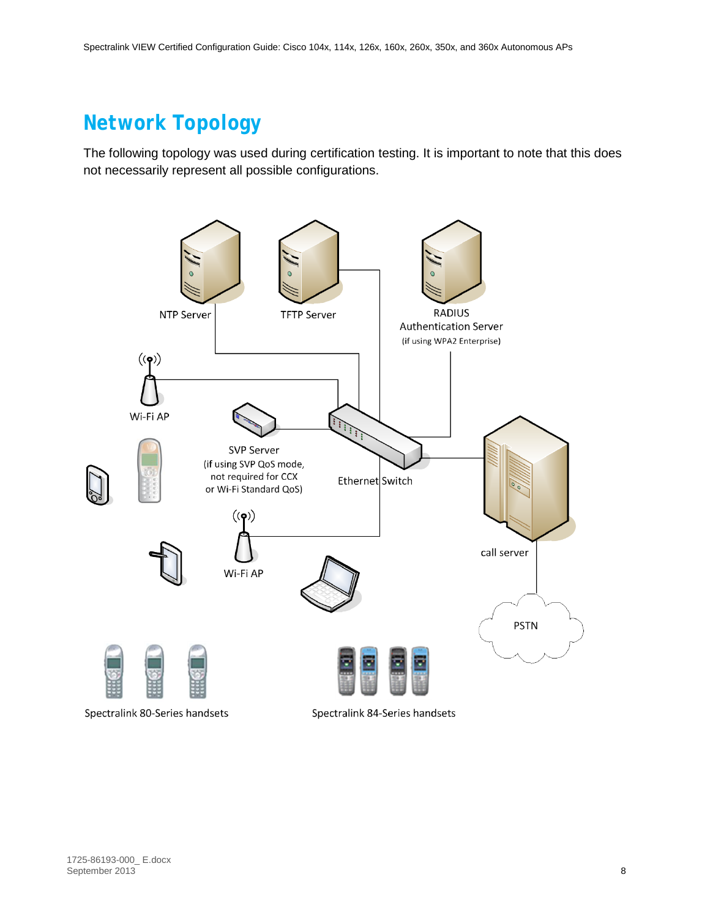# Network Topology

The following topology was used during certification testing. It is important to note that this does not necessarily represent all possible configurations.

NTP Server

TFTP Server

RADIUS Authentication Server
(if using WPA2 Enterprise)

Wi-Fi AP

SVP Server
(if using SVP QoS mode, not required for CCX or Wi-Fi Standard QoS)

Ethernet Switch

call server

Wi-Fi AP

PSTN

Spectralink 80-Series handsets

Spectralink 84-Series handsets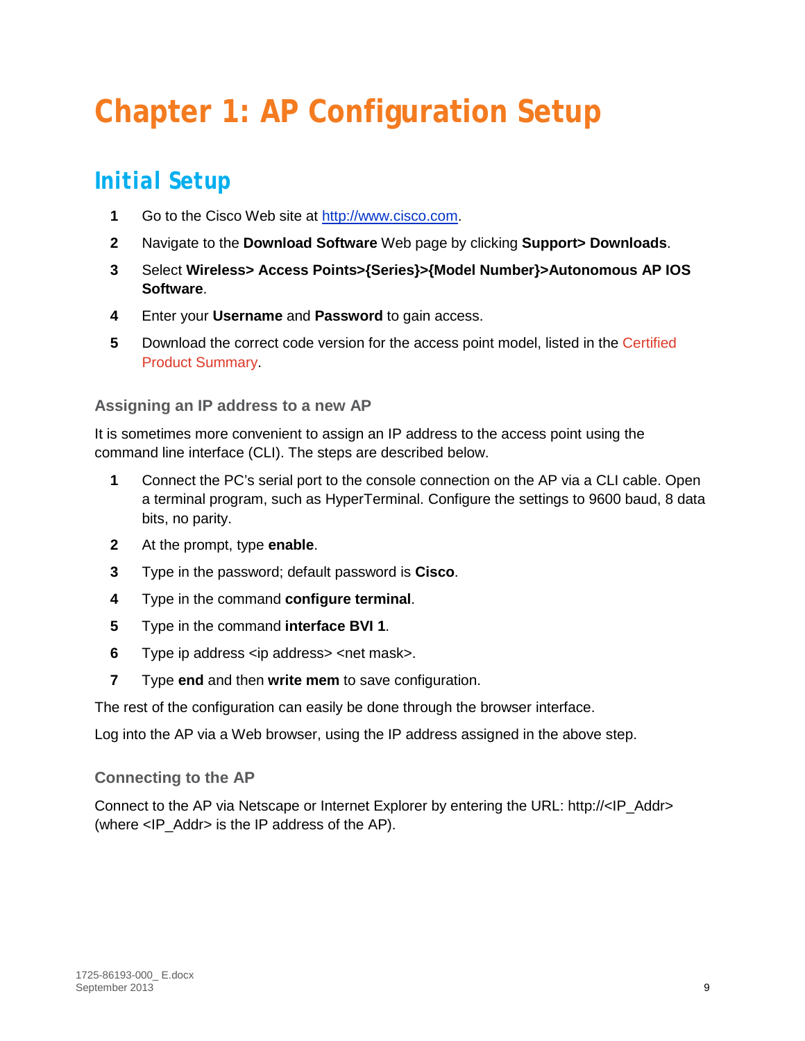# Chapter 1: AP Configuration Setup

## Initial Setup

1. Go to the Cisco Web site at http://www.cisco.com.
2. Navigate to the **Download Software** Web page by clicking **Support> Downloads**.
3. Select **Wireless> Access Points>{Series}>{Model Number}>Autonomous AP IOS Software**.
4. Enter your **Username** and **Password** to gain access.
5. Download the correct code version for the access point model, listed in the Certified Product Summary.

### Assigning an IP address to a new AP

It is sometimes more convenient to assign an IP address to the access point using the command line interface (CLI). The steps are described below.

1. Connect the PC's serial port to the console connection on the AP via a CLI cable. Open a terminal program, such as HyperTerminal. Configure the settings to 9600 baud, 8 data bits, no parity.
2. At the prompt, type **enable**.
3. Type in the password; default password is **Cisco**.
4. Type in the command **configure terminal**.
5. Type in the command **interface BVI 1**.
6. Type ip address <ip address> <net mask>.
7. Type **end** and then **write mem** to save configuration.

The rest of the configuration can easily be done through the browser interface.

Log into the AP via a Web browser, using the IP address assigned in the above step.

### Connecting to the AP

Connect to the AP via Netscape or Internet Explorer by entering the URL: http://<IP_Addr> (where <IP_Addr> is the IP address of the AP).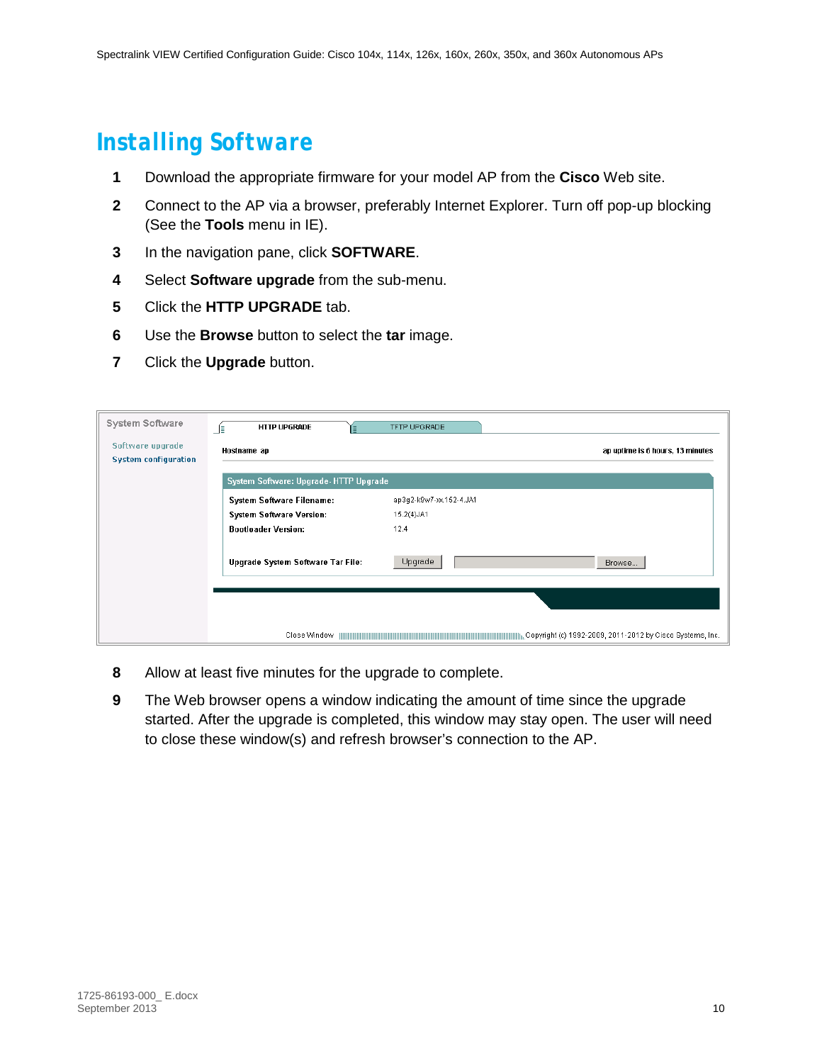# Installing Software

1. Download the appropriate firmware for your model AP from the **Cisco** Web site.
2. Connect to the AP via a browser, preferably Internet Explorer. Turn off pop-up blocking (See the **Tools** menu in IE).
3. In the navigation pane, click **SOFTWARE**.
4. Select **Software upgrade** from the sub-menu.
5. Click the **HTTP UPGRADE** tab.
6. Use the **Browse** button to select the **tar** image.
7. Click the **Upgrade** button.

8. Allow at least five minutes for the upgrade to complete.
9. The Web browser opens a window indicating the amount of time since the upgrade started. After the upgrade is completed, this window may stay open. The user will need to close these window(s) and refresh browser's connection to the AP.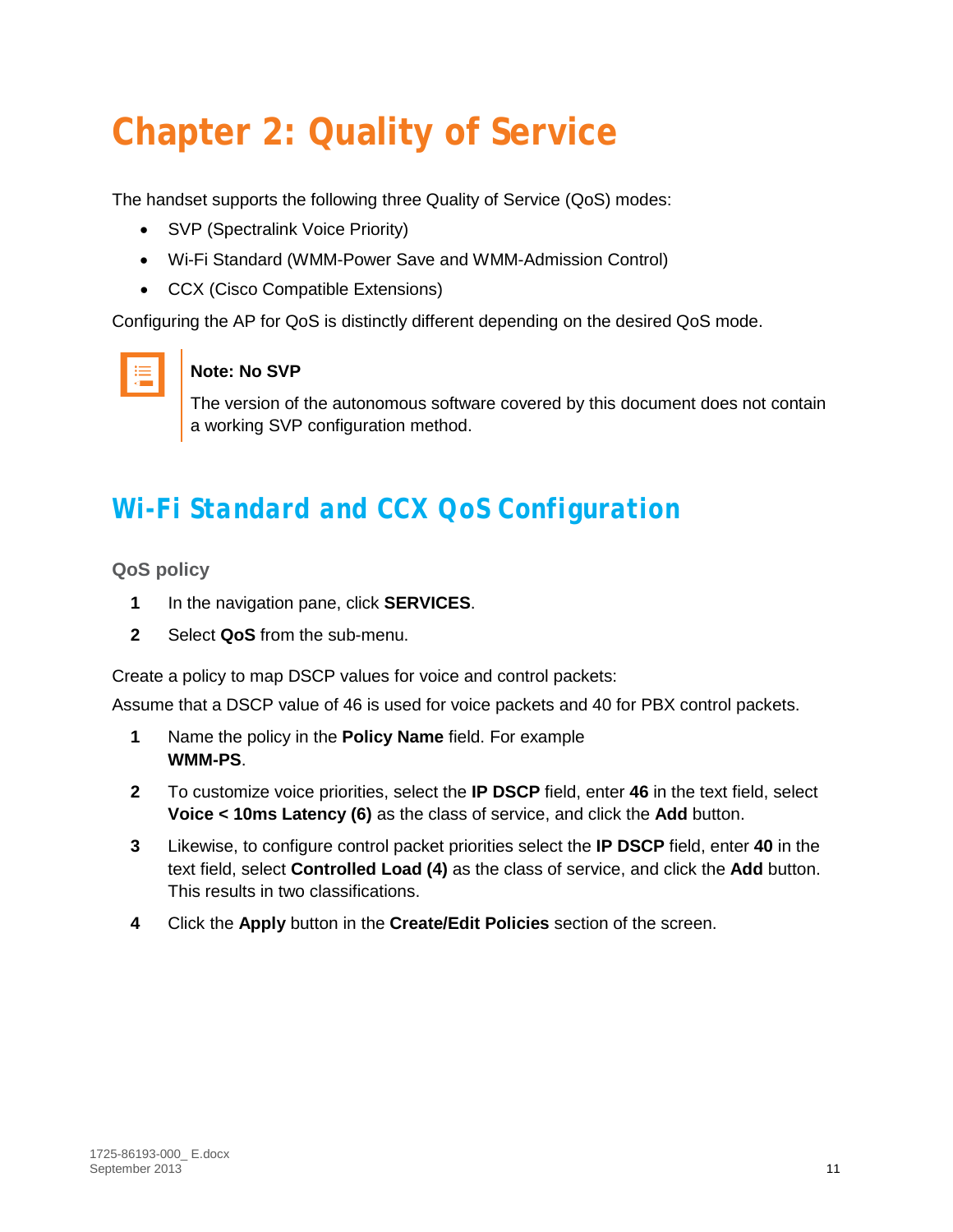# Chapter 2: Quality of Service

The handset supports the following three Quality of Service (QoS) modes:

- SVP (Spectralink Voice Priority)
- Wi-Fi Standard (WMM-Power Save and WMM-Admission Control)
- CCX (Cisco Compatible Extensions)

Configuring the AP for QoS is distinctly different depending on the desired QoS mode.

> **Note: No SVP**
>
> The version of the autonomous software covered by this document does not contain a working SVP configuration method.

## Wi-Fi Standard and CCX QoS Configuration

### QoS policy

1. In the navigation pane, click **SERVICES**.
2. Select **QoS** from the sub-menu.

Create a policy to map DSCP values for voice and control packets:

Assume that a DSCP value of 46 is used for voice packets and 40 for PBX control packets.

1. Name the policy in the **Policy Name** field. For example **WMM-PS**.
2. To customize voice priorities, select the **IP DSCP** field, enter **46** in the text field, select **Voice < 10ms Latency (6)** as the class of service, and click the **Add** button.
3. Likewise, to configure control packet priorities select the **IP DSCP** field, enter **40** in the text field, select **Controlled Load (4)** as the class of service, and click the **Add** button. This results in two classifications.
4. Click the **Apply** button in the **Create/Edit Policies** section of the screen.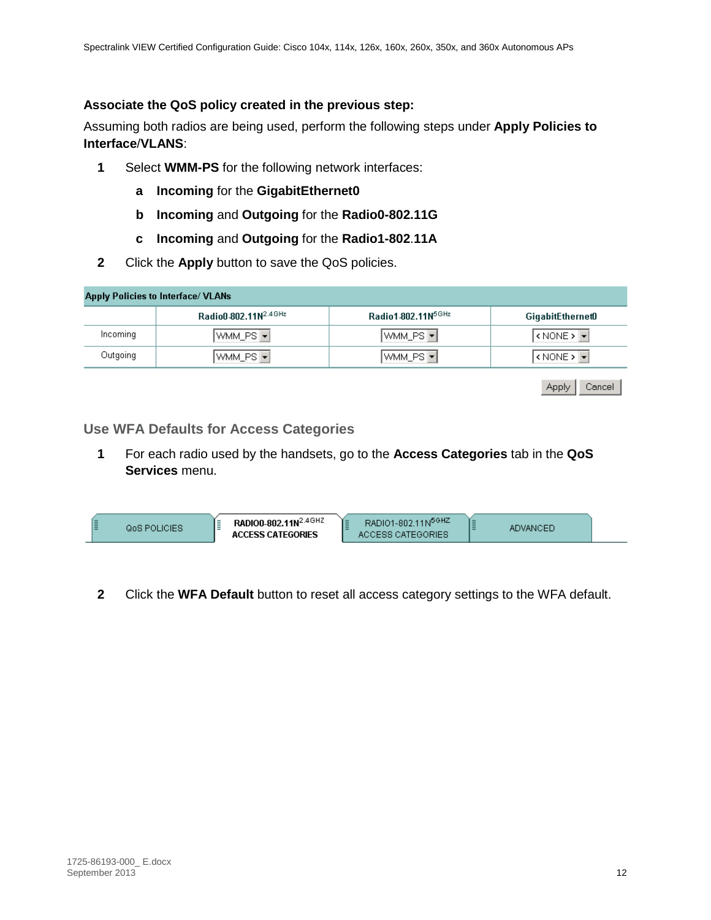**Associate the QoS policy created in the previous step:**

Assuming both radios are being used, perform the following steps under **Apply Policies to Interface**/**VLANS**:

1. Select **WMM-PS** for the following network interfaces:
   a. **Incoming** for the **GigabitEthernet0**
   b. **Incoming** and **Outgoing** for the **Radio0-802.11G**
   c. **Incoming** and **Outgoing** for the **Radio1-802.11A**
2. Click the **Apply** button to save the QoS policies.

**Apply Policies to Interface/ VLANs**

| | Radio0-802.11N2.4GHz | Radio1-802.11N5GHz | GigabitEthernet0 |
|---|---|---|---|
| Incoming | WMM_PS | WMM_PS | < NONE > |
| Outgoing | WMM_PS | WMM_PS | < NONE > |

Apply | Cancel

## Use WFA Defaults for Access Categories

1. For each radio used by the handsets, go to the **Access Categories** tab in the **QoS Services** menu.

| QoS POLICIES | RADIO0-802.11N2.4GHZ ACCESS CATEGORIES | RADIO1-802.11N5GHZ ACCESS CATEGORIES | ADVANCED |
|---|---|---|---|

2. Click the **WFA Default** button to reset all access category settings to the WFA default.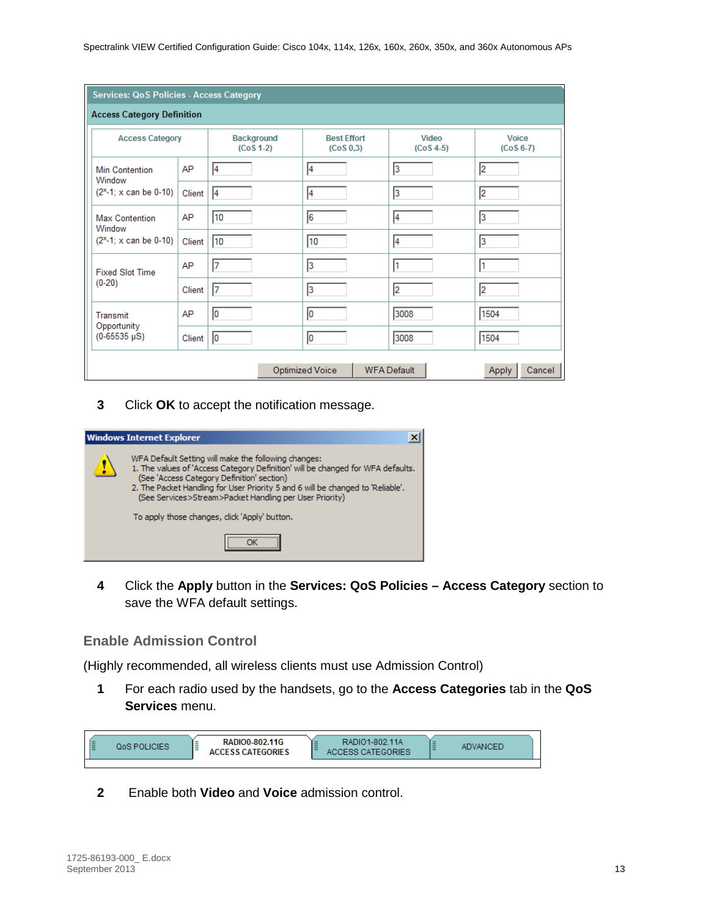| Services: QoS Policies - Access Category | | | | | |
|---|---|---|---|---|---|
| **Access Category Definition** | | | | | |
| Access Category | | Background (CoS 1-2) | Best Effort (CoS 0,3) | Video (CoS 4-5) | Voice (CoS 6-7) |
| Min Contention Window ($2^x$-1; x can be 0-10) | AP | 4 | 4 | 3 | 2 |
| | Client | 4 | 4 | 3 | 2 |
| Max Contention Window ($2^x$-1; x can be 0-10) | AP | 10 | 6 | 4 | 3 |
| | Client | 10 | 10 | 4 | 3 |
| Fixed Slot Time (0-20) | AP | 7 | 3 | 1 | 1 |
| | Client | 7 | 3 | 2 | 2 |
| Transmit Opportunity (0-65535 µS) | AP | 0 | 0 | 3008 | 1504 |
| | Client | 0 | 0 | 3008 | 1504 |

Optimized Voice | WFA Default | Apply | Cancel

**3** Click **OK** to accept the notification message.

Windows Internet Explorer

WFA Default Setting will make the following changes:
1. The values of 'Access Category Definition' will be changed for WFA defaults. (See 'Access Category Definition' section)
2. The Packet Handling for User Priority 5 and 6 will be changed to 'Reliable'. (See Services>Stream>Packet Handling per User Priority)

To apply those changes, click 'Apply' button.

OK

**4** Click the **Apply** button in the **Services: QoS Policies – Access Category** section to save the WFA default settings.

## Enable Admission Control

(Highly recommended, all wireless clients must use Admission Control)

**1** For each radio used by the handsets, go to the **Access Categories** tab in the **QoS Services** menu.

| QoS POLICIES | RADIO0-802.11G ACCESS CATEGORIES | RADIO1-802.11A ACCESS CATEGORIES | ADVANCED |
|---|---|---|---|

**2** Enable both **Video** and **Voice** admission control.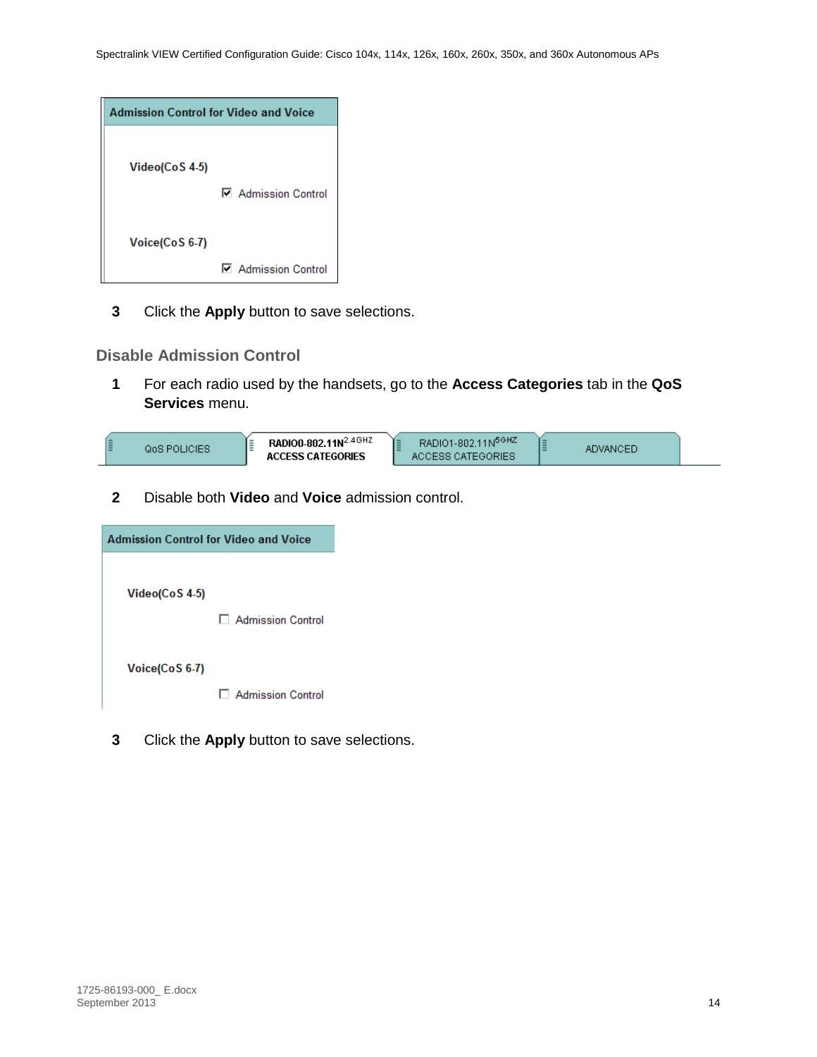Admission Control for Video and Voice

Video(CoS 4-5)

☑ Admission Control

Voice(CoS 6-7)

☑ Admission Control

3 Click the **Apply** button to save selections.

### Disable Admission Control

1 For each radio used by the handsets, go to the **Access Categories** tab in the **QoS Services** menu.

| QoS POLICIES | RADIO0-802.11N 2.4GHZ ACCESS CATEGORIES | RADIO1-802.11N 5GHZ ACCESS CATEGORIES | ADVANCED |
|---|---|---|---|

2 Disable both **Video** and **Voice** admission control.

Admission Control for Video and Voice

Video(CoS 4-5)

☐ Admission Control

Voice(CoS 6-7)

☐ Admission Control

3 Click the **Apply** button to save selections.

1725-86193-000_ E.docx
September 2013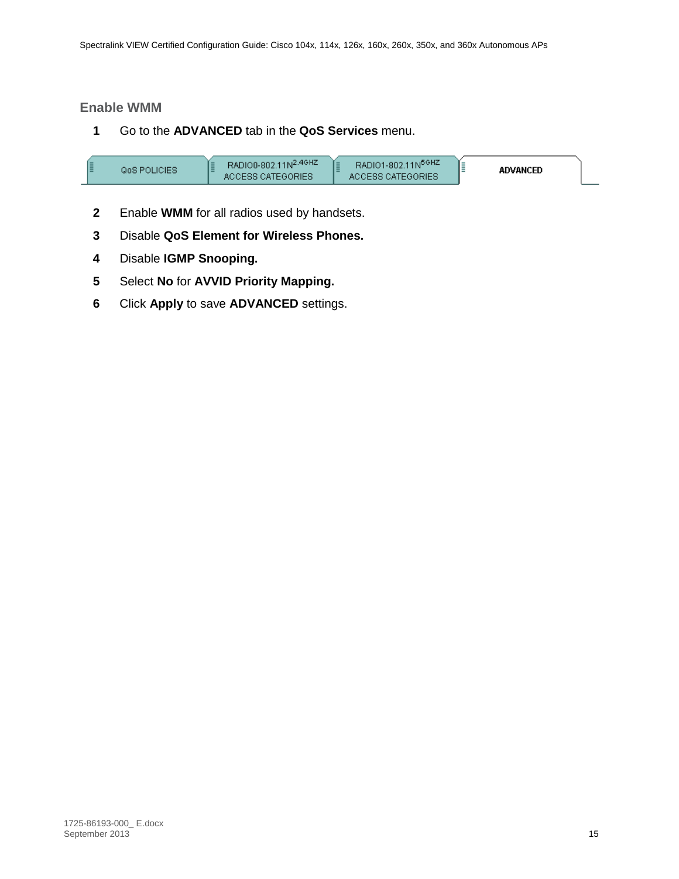## Enable WMM

1. Go to the **ADVANCED** tab in the **QoS Services** menu.

| QoS POLICIES | RADIO0-802.11N$^{2.4GHZ}$ ACCESS CATEGORIES | RADIO1-802.11N$^{5GHZ}$ ACCESS CATEGORIES | ADVANCED |
| --- | --- | --- | --- |

2. Enable **WMM** for all radios used by handsets.
3. Disable **QoS Element for Wireless Phones.**
4. Disable **IGMP Snooping.**
5. Select **No** for **AVVID Priority Mapping.**
6. Click **Apply** to save **ADVANCED** settings.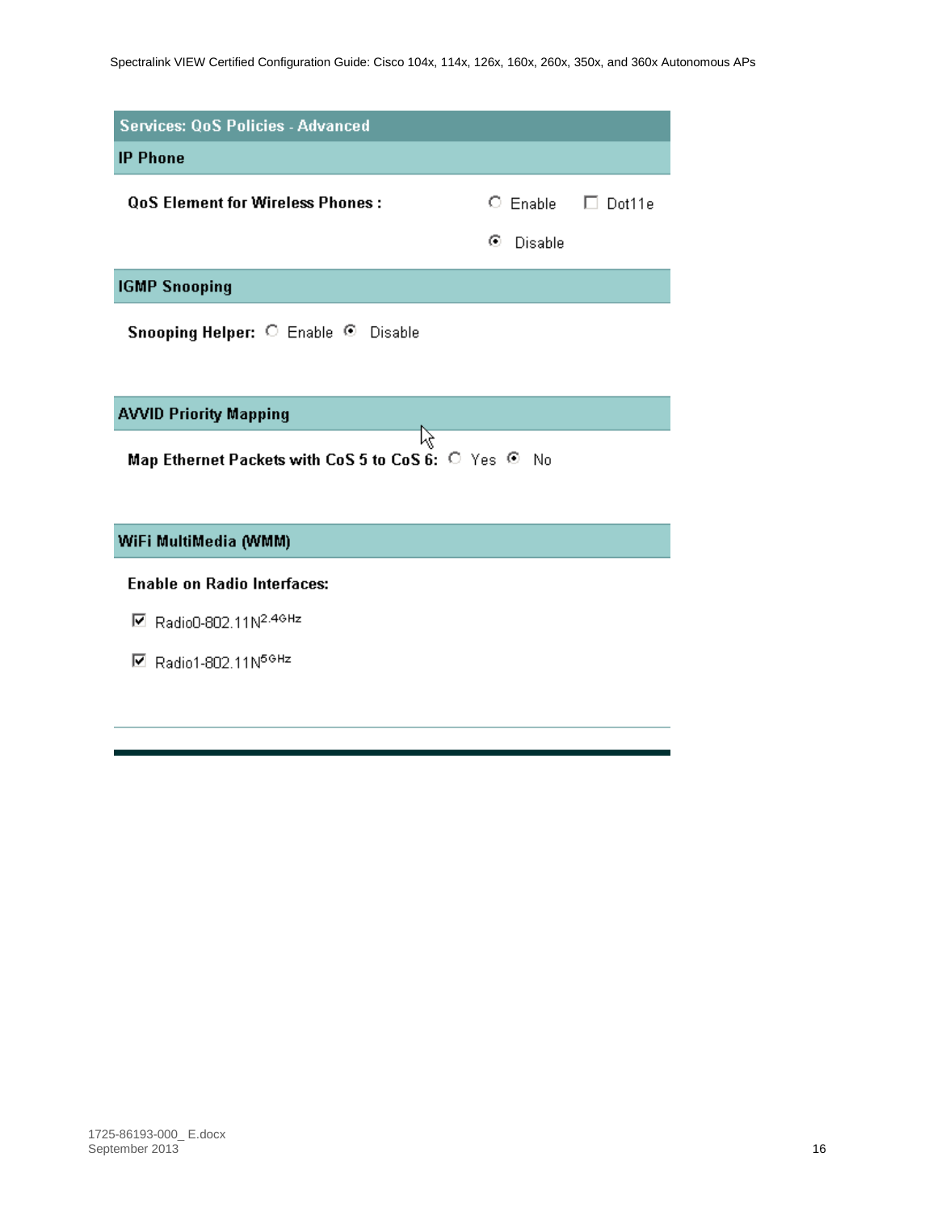**Services: QoS Policies - Advanced**

**IP Phone**

**QoS Element for Wireless Phones :** ○ Enable ☐ Dot11e ◉ Disable

**IGMP Snooping**

**Snooping Helper:** ○ Enable ◉ Disable

**AVVID Priority Mapping**

**Map Ethernet Packets with CoS 5 to CoS 6:** ○ Yes ◉ No

**WiFi MultiMedia (WMM)**

**Enable on Radio Interfaces:**

☑ Radio0-802.11N 2.4GHz

☑ Radio1-802.11N 5GHz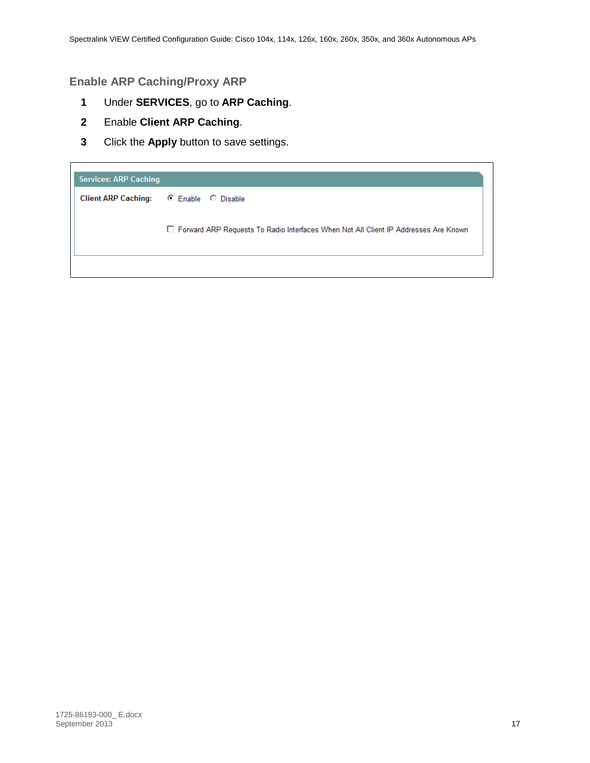## Enable ARP Caching/Proxy ARP

1. Under **SERVICES**, go to **ARP Caching**.
2. Enable **Client ARP Caching**.
3. Click the **Apply** button to save settings.

Services: ARP Caching

**Client ARP Caching:** ◉ Enable ○ Disable

☐ Forward ARP Requests To Radio Interfaces When Not All Client IP Addresses Are Known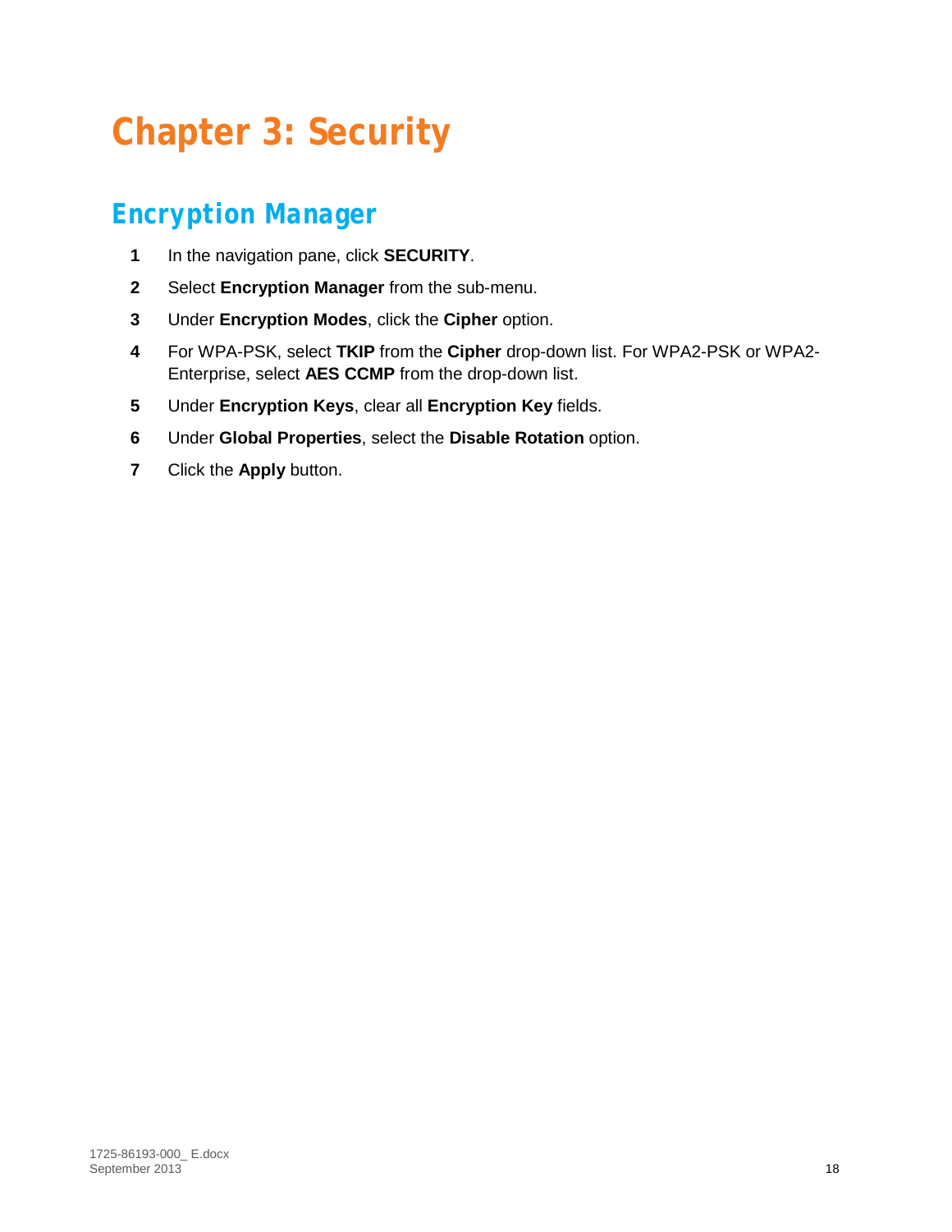# Chapter 3: Security

## Encryption Manager

1. In the navigation pane, click **SECURITY**.
2. Select **Encryption Manager** from the sub-menu.
3. Under **Encryption Modes**, click the **Cipher** option.
4. For WPA-PSK, select **TKIP** from the **Cipher** drop-down list. For WPA2-PSK or WPA2-Enterprise, select **AES CCMP** from the drop-down list.
5. Under **Encryption Keys**, clear all **Encryption Key** fields.
6. Under **Global Properties**, select the **Disable Rotation** option.
7. Click the **Apply** button.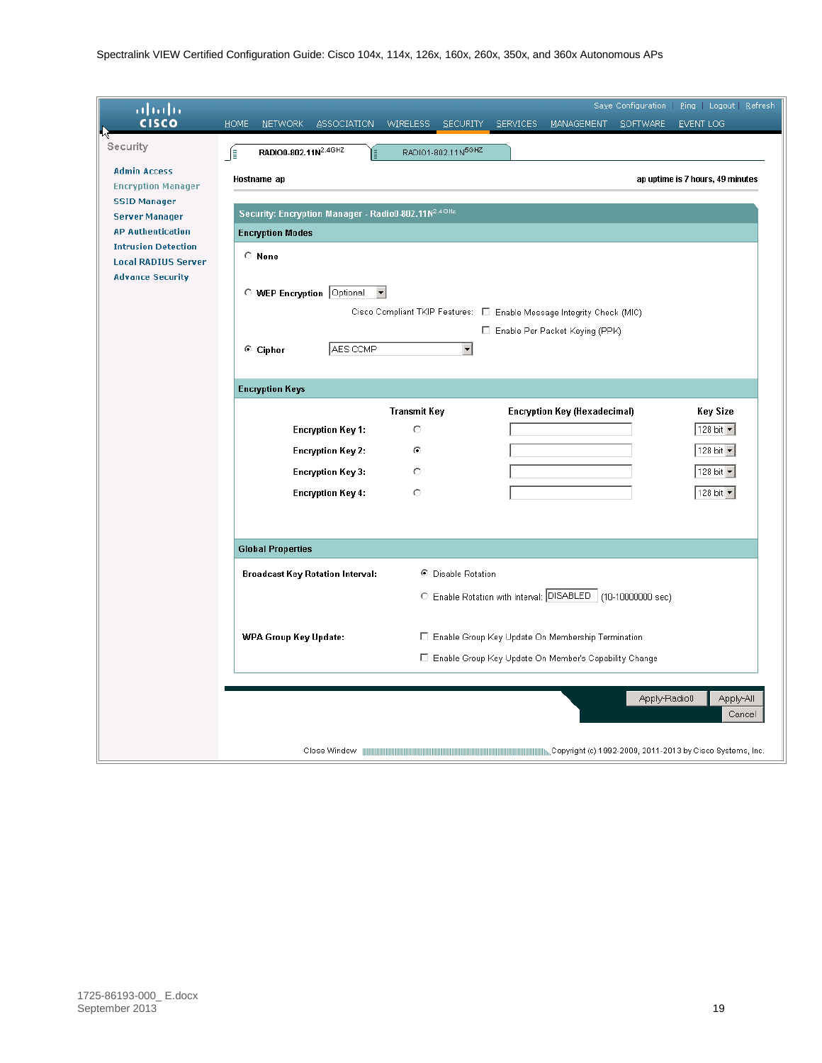Save Configuration | Ping | Logout | Refresh

HOME NETWORK ASSOCIATION WIRELESS SECURITY SERVICES MANAGEMENT SOFTWARE EVENT LOG

**Security**

- Admin Access
- Encryption Manager
- SSID Manager
- Server Manager
- AP Authentication
- Intrusion Detection
- Local RADIUS Server
- Advance Security

RADIO0-802.11N$^{2.4GHZ}$ | RADIO1-802.11N$^{5GHZ}$

Hostname ap — ap uptime is 7 hours, 49 minutes

**Security: Encryption Manager - Radio0-802.11N$^{2.4GHz}$**

**Encryption Modes**

- ○ None
- ○ WEP Encryption: Optional
  - Cisco Compliant TKIP Features: ☐ Enable Message Integrity Check (MIC)
  - ☐ Enable Per Packet Keying (PPK)
- ◉ Cipher: AES CCMP

**Encryption Keys**

| | Transmit Key | Encryption Key (Hexadecimal) | Key Size |
|---|---|---|---|
| Encryption Key 1: | ○ | | 128 bit |
| Encryption Key 2: | ◉ | | 128 bit |
| Encryption Key 3: | ○ | | 128 bit |
| Encryption Key 4: | ○ | | 128 bit |

**Global Properties**

**Broadcast Key Rotation Interval:**
- ◉ Disable Rotation
- ○ Enable Rotation with Interval: DISABLED (10-10000000 sec)

**WPA Group Key Update:**
- ☐ Enable Group Key Update On Membership Termination
- ☐ Enable Group Key Update On Member's Capability Change

Apply-Radio0 | Apply-All | Cancel

Close Window — Copyright (c) 1992-2009, 2011-2013 by Cisco Systems, Inc.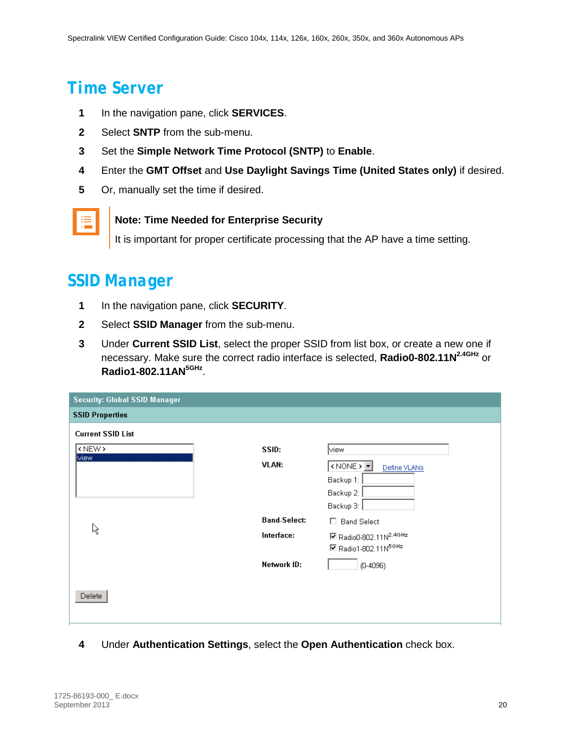## Time Server

1. In the navigation pane, click **SERVICES**.
2. Select **SNTP** from the sub-menu.
3. Set the **Simple Network Time Protocol (SNTP)** to **Enable**.
4. Enter the **GMT Offset** and **Use Daylight Savings Time (United States only)** if desired.
5. Or, manually set the time if desired.

> **Note: Time Needed for Enterprise Security**
>
> It is important for proper certificate processing that the AP have a time setting.

## SSID Manager

1. In the navigation pane, click **SECURITY**.
2. Select **SSID Manager** from the sub-menu.
3. Under **Current SSID List**, select the proper SSID from list box, or create a new one if necessary. Make sure the correct radio interface is selected, **Radio0-802.11N$^{2.4GHz}$** or **Radio1-802.11AN$^{5GHz}$**.

Security: Global SSID Manager

SSID Properties

Current SSID List

< NEW >
view

SSID: view

VLAN: < NONE > Define VLANs

Backup 1:
Backup 2:
Backup 3:

Band-Select: Band Select

Interface: Radio0-802.11N$^{2.4GHz}$ / Radio1-802.11N$^{5GHz}$

Network ID: (0-4096)

Delete

4. Under **Authentication Settings**, select the **Open Authentication** check box.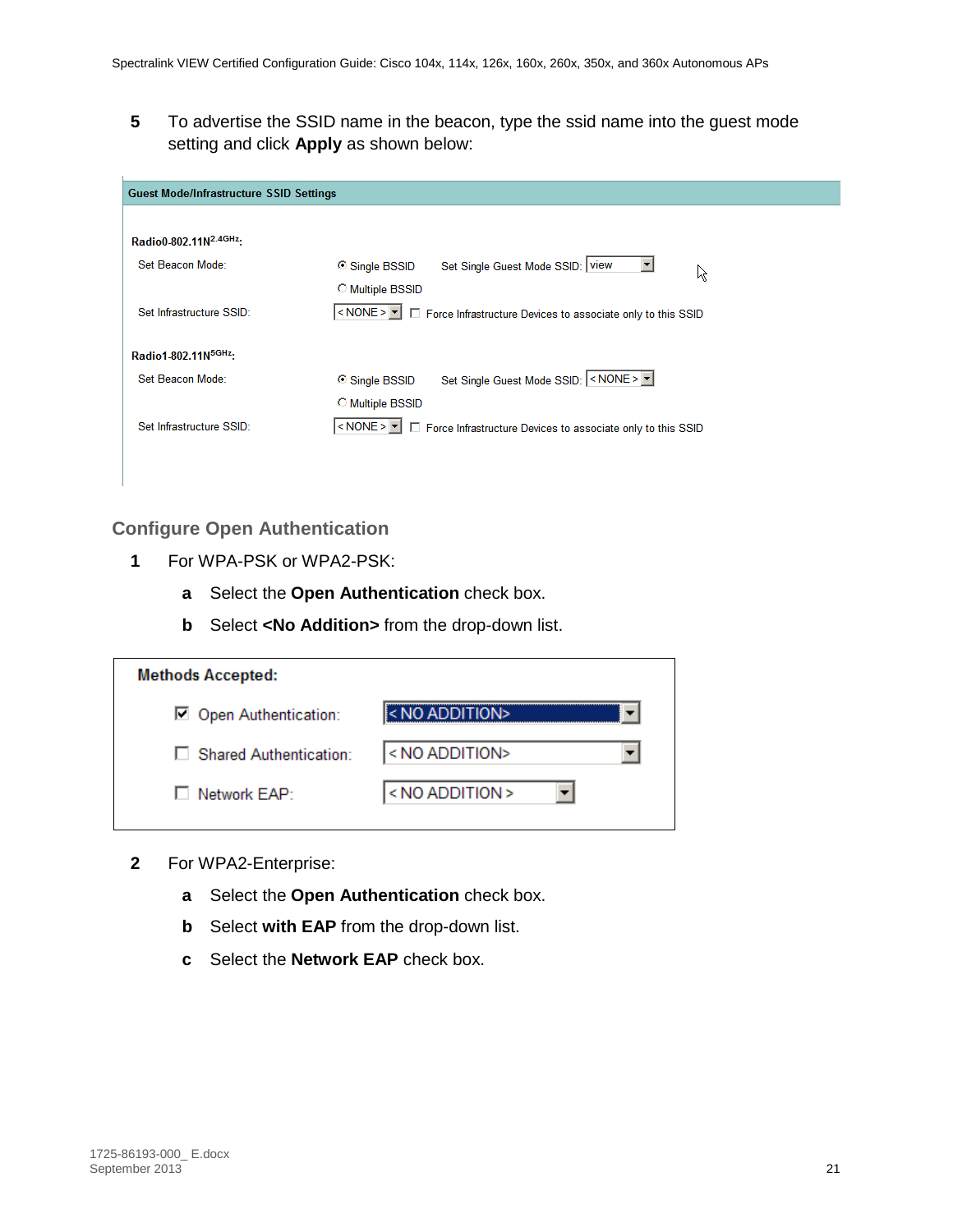5 To advertise the SSID name in the beacon, type the ssid name into the guest mode setting and click **Apply** as shown below:

**Guest Mode/Infrastructure SSID Settings**

**Radio0-802.11N$^{2.4GHz}$:**

Set Beacon Mode: (•) Single BSSID   Set Single Guest Mode SSID: view
( ) Multiple BSSID

Set Infrastructure SSID: < NONE >   ☐ Force Infrastructure Devices to associate only to this SSID

**Radio1-802.11N$^{5GHz}$:**

Set Beacon Mode: (•) Single BSSID   Set Single Guest Mode SSID: < NONE >
( ) Multiple BSSID

Set Infrastructure SSID: < NONE >   ☐ Force Infrastructure Devices to associate only to this SSID

## Configure Open Authentication

1 For WPA-PSK or WPA2-PSK:

   a Select the **Open Authentication** check box.

   b Select **<No Addition>** from the drop-down list.

**Methods Accepted:**

☑ Open Authentication: < NO ADDITION>

☐ Shared Authentication: < NO ADDITION>

☐ Network EAP: < NO ADDITION >

2 For WPA2-Enterprise:

   a Select the **Open Authentication** check box.

   b Select **with EAP** from the drop-down list.

   c Select the **Network EAP** check box.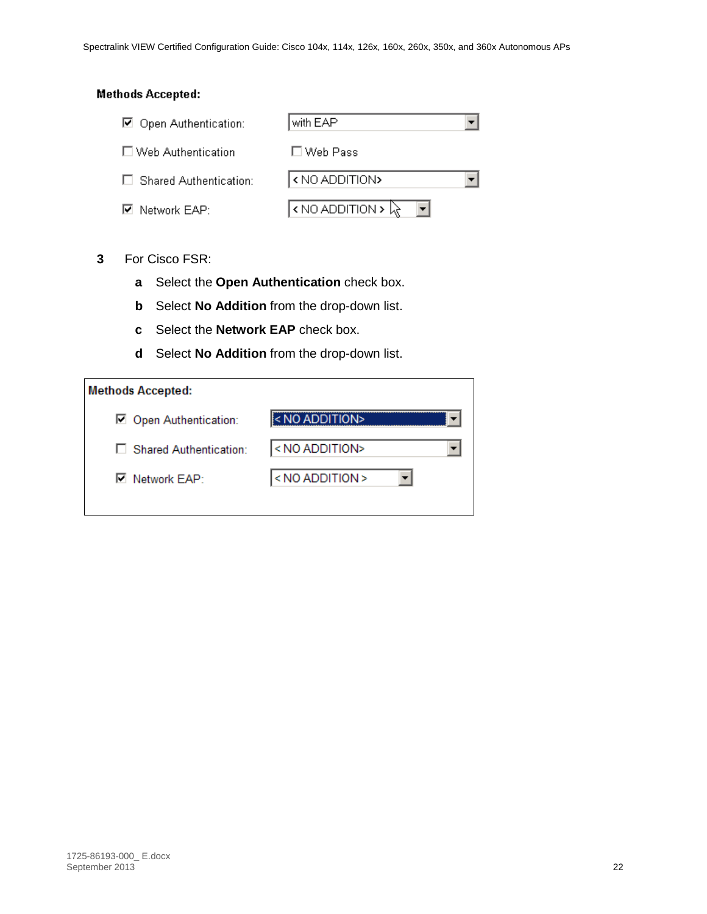**Methods Accepted:**

| | |
|---|---|
| ☑ Open Authentication: | with EAP |
| ☐ Web Authentication | ☐ Web Pass |
| ☐ Shared Authentication: | < NO ADDITION> |
| ☑ Network EAP: | < NO ADDITION > |

**3** For Cisco FSR:

**a** Select the **Open Authentication** check box.

**b** Select **No Addition** from the drop-down list.

**c** Select the **Network EAP** check box.

**d** Select **No Addition** from the drop-down list.

**Methods Accepted:**

| | |
|---|---|
| ☑ Open Authentication: | < NO ADDITION> |
| ☐ Shared Authentication: | < NO ADDITION> |
| ☑ Network EAP: | < NO ADDITION > |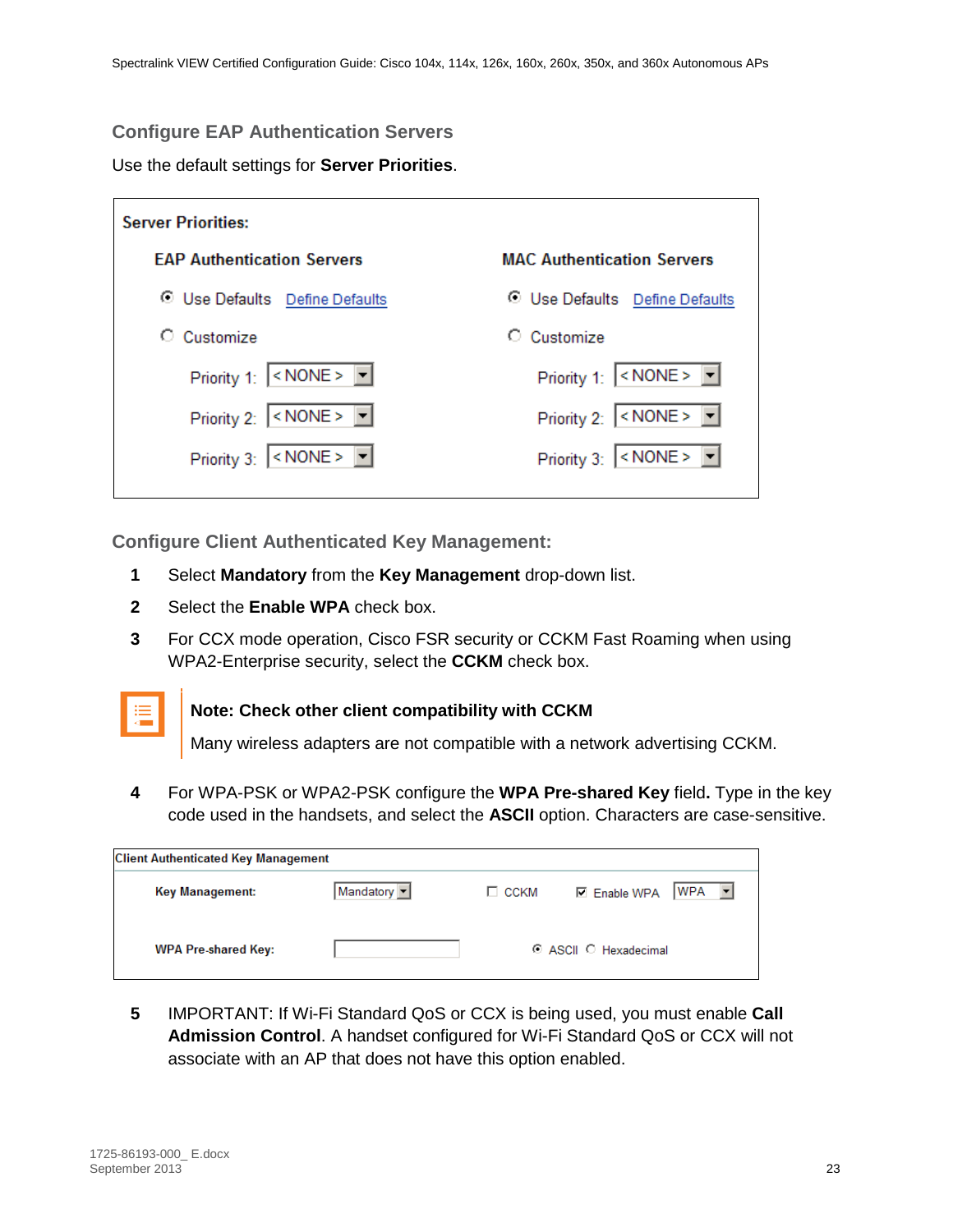## Configure EAP Authentication Servers

Use the default settings for **Server Priorities**.

**Server Priorities:**

| EAP Authentication Servers | MAC Authentication Servers |
|---|---|
| ◉ Use Defaults  Define Defaults | ◉ Use Defaults  Define Defaults |
| ○ Customize | ○ Customize |
| Priority 1: < NONE > | Priority 1: < NONE > |
| Priority 2: < NONE > | Priority 2: < NONE > |
| Priority 3: < NONE > | Priority 3: < NONE > |

## Configure Client Authenticated Key Management:

1. Select **Mandatory** from the **Key Management** drop-down list.
2. Select the **Enable WPA** check box.
3. For CCX mode operation, Cisco FSR security or CCKM Fast Roaming when using WPA2-Enterprise security, select the **CCKM** check box.

> **Note: Check other client compatibility with CCKM**
>
> Many wireless adapters are not compatible with a network advertising CCKM.

4. For WPA-PSK or WPA2-PSK configure the **WPA Pre-shared Key** field**.** Type in the key code used in the handsets, and select the **ASCII** option. Characters are case-sensitive.

**Client Authenticated Key Management**

| | | | |
|---|---|---|---|
| **Key Management:** | Mandatory | ☐ CCKM | ☑ Enable WPA  WPA |
| **WPA Pre-shared Key:** | | ◉ ASCII ○ Hexadecimal | |

5. IMPORTANT: If Wi-Fi Standard QoS or CCX is being used, you must enable **Call Admission Control**. A handset configured for Wi-Fi Standard QoS or CCX will not associate with an AP that does not have this option enabled.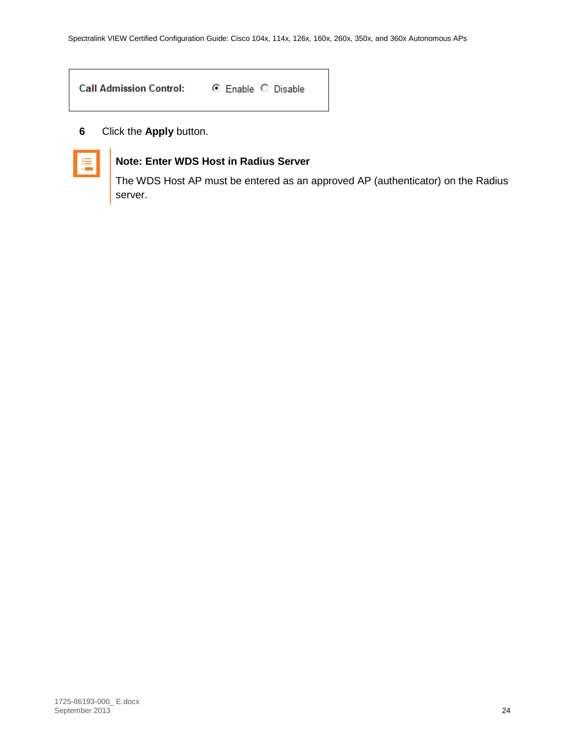Call Admission Control: ◉ Enable ○ Disable

6 Click the **Apply** button.

**Note: Enter WDS Host in Radius Server**

The WDS Host AP must be entered as an approved AP (authenticator) on the Radius server.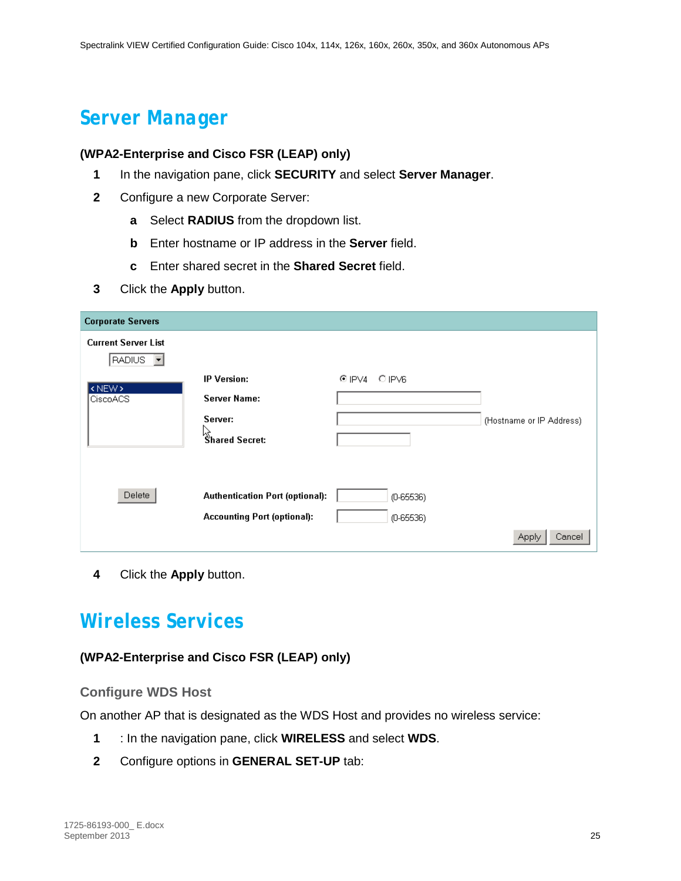# Server Manager

**(WPA2-Enterprise and Cisco FSR (LEAP) only)**

1. In the navigation pane, click **SECURITY** and select **Server Manager**.
2. Configure a new Corporate Server:
   - a. Select **RADIUS** from the dropdown list.
   - b. Enter hostname or IP address in the **Server** field.
   - c. Enter shared secret in the **Shared Secret** field.
3. Click the **Apply** button.

4. Click the **Apply** button.

# Wireless Services

**(WPA2-Enterprise and Cisco FSR (LEAP) only)**

## Configure WDS Host

On another AP that is designated as the WDS Host and provides no wireless service:

1. : In the navigation pane, click **WIRELESS** and select **WDS**.
2. Configure options in **GENERAL SET-UP** tab: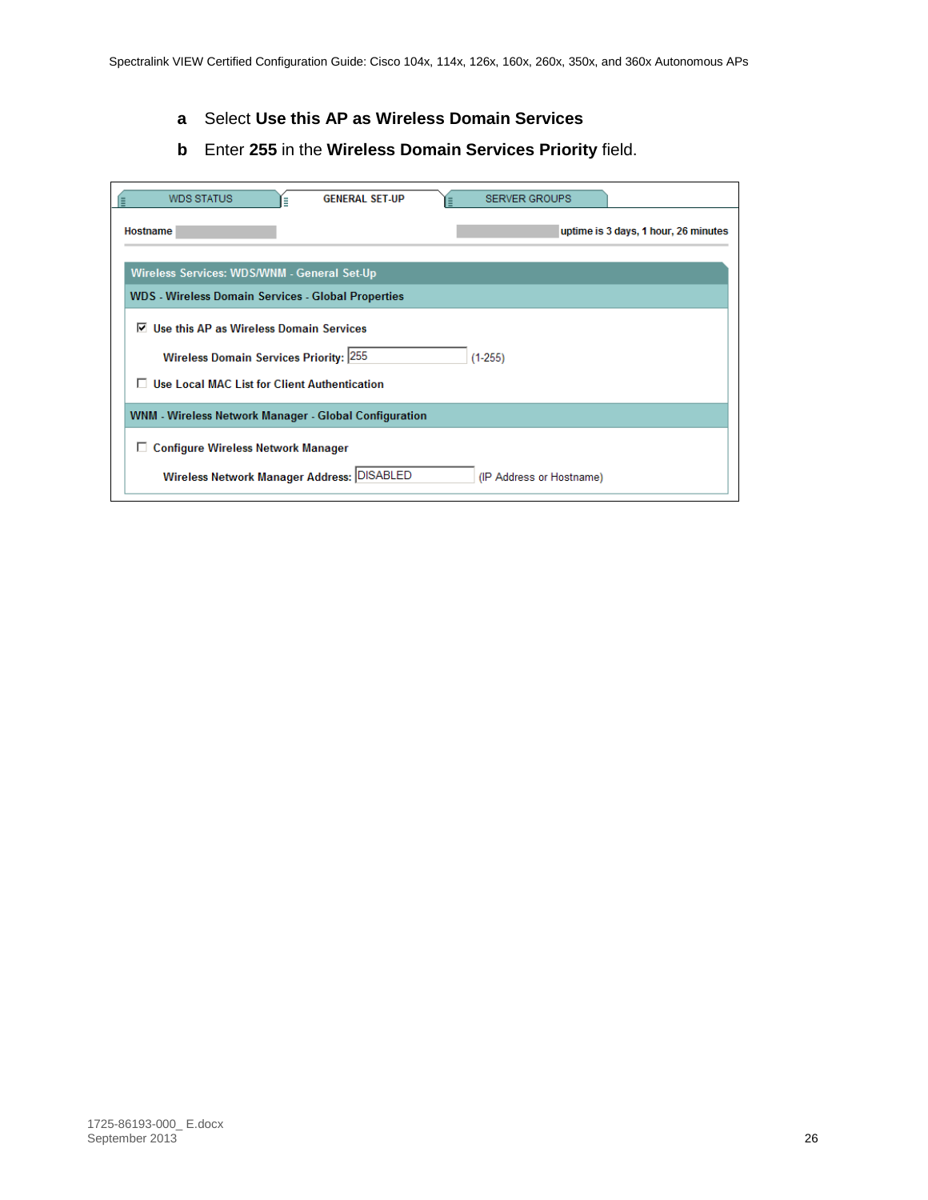a Select **Use this AP as Wireless Domain Services**

b Enter **255** in the **Wireless Domain Services Priority** field.

WDS STATUS | GENERAL SET-UP | SERVER GROUPS

Hostname uptime is 3 days, 1 hour, 26 minutes

**Wireless Services: WDS/WNM - General Set-Up**

**WDS - Wireless Domain Services - Global Properties**

☑ Use this AP as Wireless Domain Services

Wireless Domain Services Priority: 255 (1-255)

☐ Use Local MAC List for Client Authentication

**WNM - Wireless Network Manager - Global Configuration**

☐ Configure Wireless Network Manager

Wireless Network Manager Address: DISABLED (IP Address or Hostname)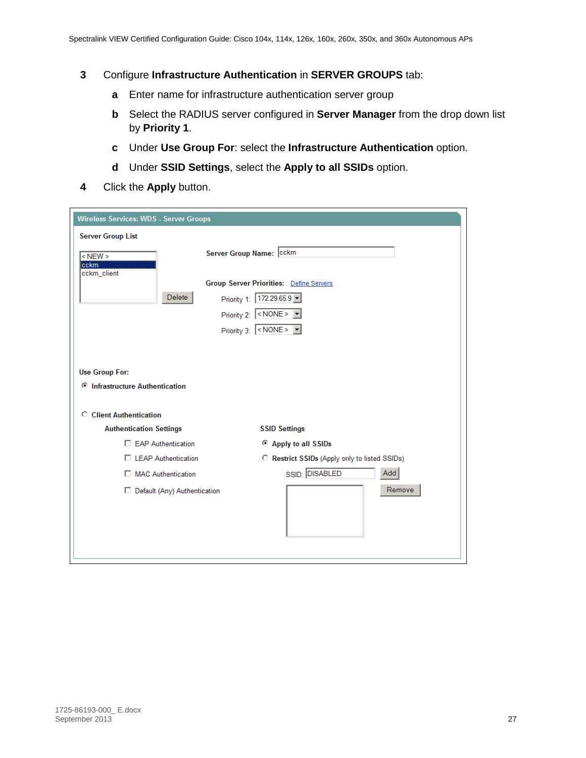3 Configure **Infrastructure Authentication** in **SERVER GROUPS** tab:

   a Enter name for infrastructure authentication server group

   b Select the RADIUS server configured in **Server Manager** from the drop down list by **Priority 1**.

   c Under **Use Group For**: select the **Infrastructure Authentication** option.

   d Under **SSID Settings**, select the **Apply to all SSIDs** option.

4 Click the **Apply** button.

**Wireless Services: WDS - Server Groups**

**Server Group List**

- < NEW >
- cckm
- cckm_client

Delete

**Server Group Name:** cckm

**Group Server Priorities:** Define Servers

Priority 1: 172.29.65.9
Priority 2: < NONE >
Priority 3: < NONE >

**Use Group For:**

- (•) **Infrastructure Authentication**
- ( ) **Client Authentication**

**Authentication Settings**

- [ ] EAP Authentication
- [ ] LEAP Authentication
- [ ] MAC Authentication
- [ ] Default (Any) Authentication

**SSID Settings**

- (•) **Apply to all SSIDs**
- ( ) **Restrict SSIDs** (Apply only to listed SSIDs)

SSID: DISABLED  Add

Remove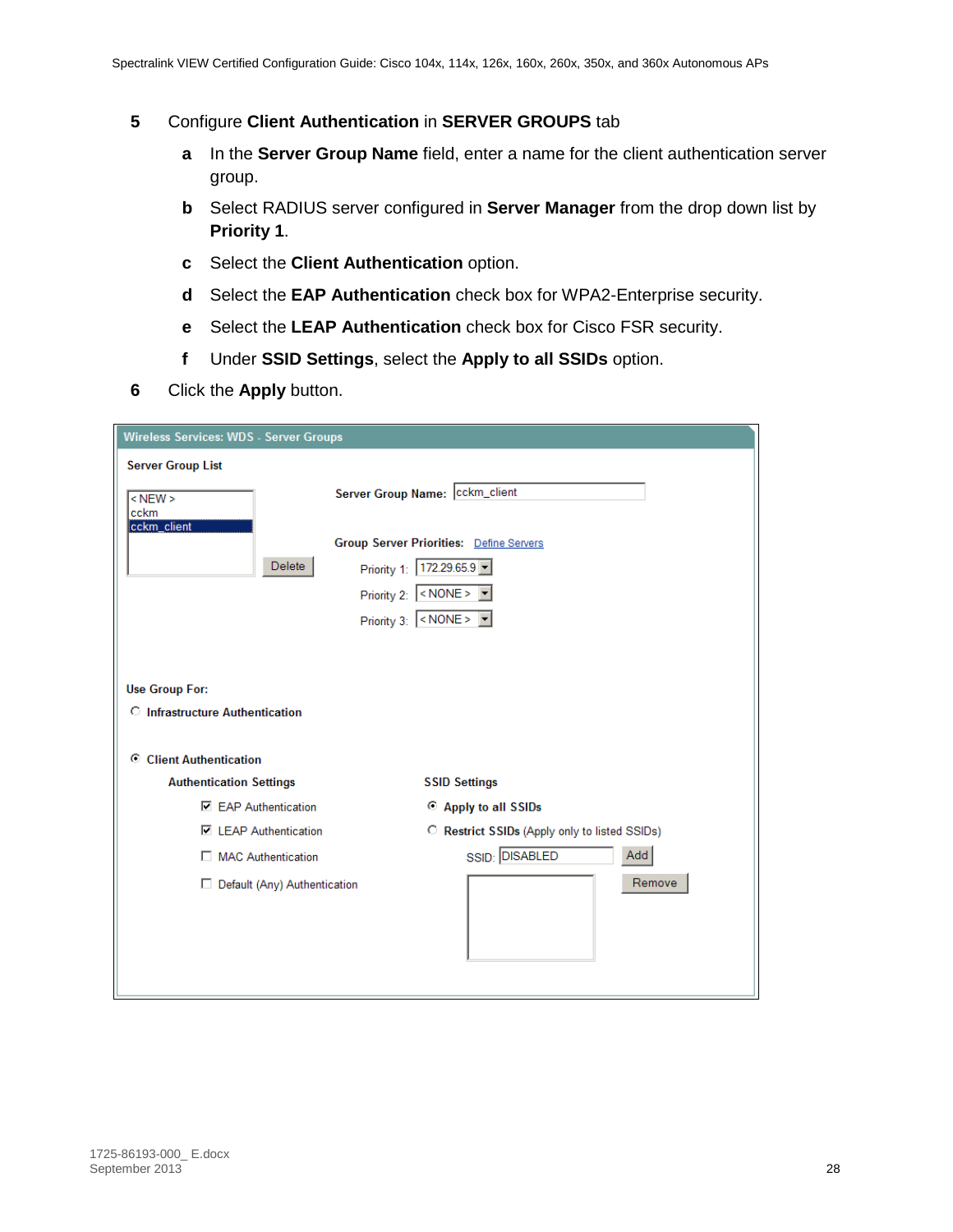5 Configure **Client Authentication** in **SERVER GROUPS** tab

   a In the **Server Group Name** field, enter a name for the client authentication server group.

   b Select RADIUS server configured in **Server Manager** from the drop down list by **Priority 1**.

   c Select the **Client Authentication** option.

   d Select the **EAP Authentication** check box for WPA2-Enterprise security.

   e Select the **LEAP Authentication** check box for Cisco FSR security.

   f Under **SSID Settings**, select the **Apply to all SSIDs** option.

6 Click the **Apply** button.

**Wireless Services: WDS - Server Groups**

**Server Group List**

- < NEW >
- cckm
- cckm_client

Delete

**Server Group Name:** cckm_client

**Group Server Priorities:** Define Servers

Priority 1: 172.29.65.9
Priority 2: < NONE >
Priority 3: < NONE >

**Use Group For:**

○ Infrastructure Authentication

◉ Client Authentication

**Authentication Settings**

- ☑ EAP Authentication
- ☑ LEAP Authentication
- ☐ MAC Authentication
- ☐ Default (Any) Authentication

**SSID Settings**

- ◉ Apply to all SSIDs
- ○ Restrict SSIDs (Apply only to listed SSIDs)

SSID: DISABLED  Add

Remove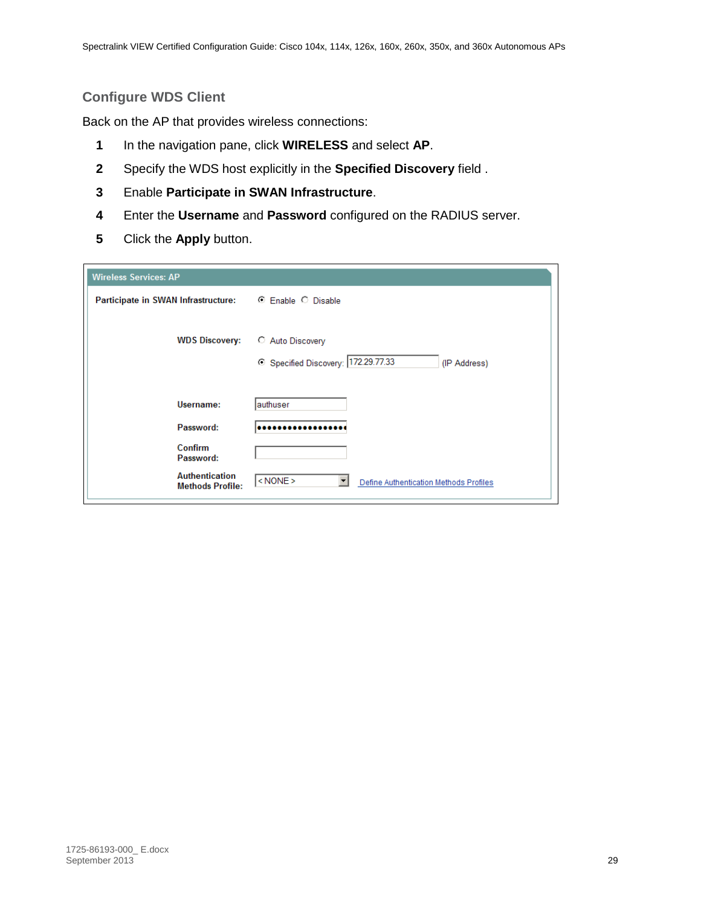## Configure WDS Client

Back on the AP that provides wireless connections:

1. In the navigation pane, click **WIRELESS** and select **AP**.
2. Specify the WDS host explicitly in the **Specified Discovery** field .
3. Enable **Participate in SWAN Infrastructure**.
4. Enter the **Username** and **Password** configured on the RADIUS server.
5. Click the **Apply** button.

**Wireless Services: AP**

| | |
|---|---|
| **Participate in SWAN Infrastructure:** | (•) Enable ( ) Disable |
| **WDS Discovery:** | ( ) Auto Discovery |
| | (•) Specified Discovery: 172.29.77.33 (IP Address) |
| **Username:** | authuser |
| **Password:** | •••••••••••••••••• |
| **Confirm Password:** | |
| **Authentication Methods Profile:** | < NONE > Define Authentication Methods Profiles |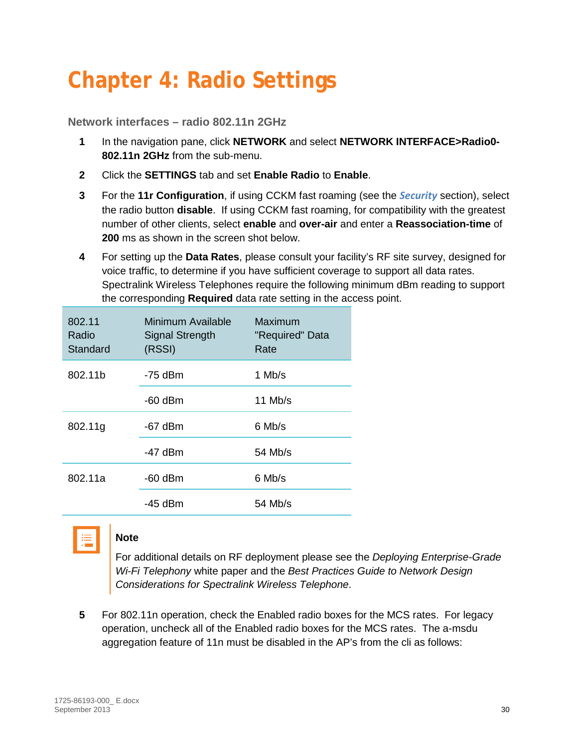# Chapter 4: Radio Settings

### Network interfaces – radio 802.11n 2GHz

1. In the navigation pane, click **NETWORK** and select **NETWORK INTERFACE>Radio0-802.11n 2GHz** from the sub-menu.
2. Click the **SETTINGS** tab and set **Enable Radio** to **Enable**.
3. For the **11r Configuration**, if using CCKM fast roaming (see the ***Security*** section), select the radio button **disable**. If using CCKM fast roaming, for compatibility with the greatest number of other clients, select **enable** and **over-air** and enter a **Reassociation-time** of **200** ms as shown in the screen shot below.
4. For setting up the **Data Rates**, please consult your facility's RF site survey, designed for voice traffic, to determine if you have sufficient coverage to support all data rates. Spectralink Wireless Telephones require the following minimum dBm reading to support the corresponding **Required** data rate setting in the access point.

| 802.11 Radio Standard | Minimum Available Signal Strength (RSSI) | Maximum "Required" Data Rate |
|---|---|---|
| 802.11b | -75 dBm | 1 Mb/s |
| | -60 dBm | 11 Mb/s |
| 802.11g | -67 dBm | 6 Mb/s |
| | -47 dBm | 54 Mb/s |
| 802.11a | -60 dBm | 6 Mb/s |
| | -45 dBm | 54 Mb/s |

> **Note**
>
> For additional details on RF deployment please see the *Deploying Enterprise-Grade Wi-Fi Telephony* white paper and the *Best Practices Guide to Network Design Considerations for Spectralink Wireless Telephone*.

5. For 802.11n operation, check the Enabled radio boxes for the MCS rates. For legacy operation, uncheck all of the Enabled radio boxes for the MCS rates. The a-msdu aggregation feature of 11n must be disabled in the AP's from the cli as follows: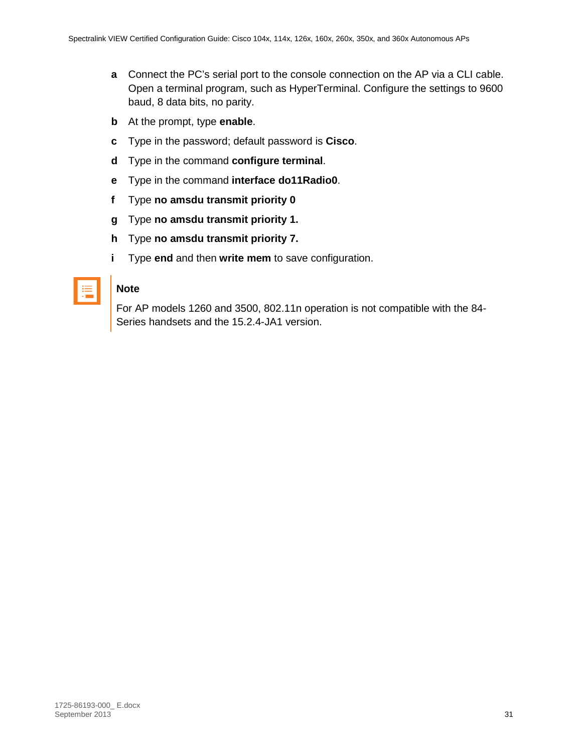**a** Connect the PC's serial port to the console connection on the AP via a CLI cable. Open a terminal program, such as HyperTerminal. Configure the settings to 9600 baud, 8 data bits, no parity.

**b** At the prompt, type **enable**.

**c** Type in the password; default password is **Cisco**.

**d** Type in the command **configure terminal**.

**e** Type in the command **interface do11Radio0**.

**f** Type **no amsdu transmit priority 0**

**g** Type **no amsdu transmit priority 1.**

**h** Type **no amsdu transmit priority 7.**

**i** Type **end** and then **write mem** to save configuration.

**Note**

For AP models 1260 and 3500, 802.11n operation is not compatible with the 84-Series handsets and the 15.2.4-JA1 version.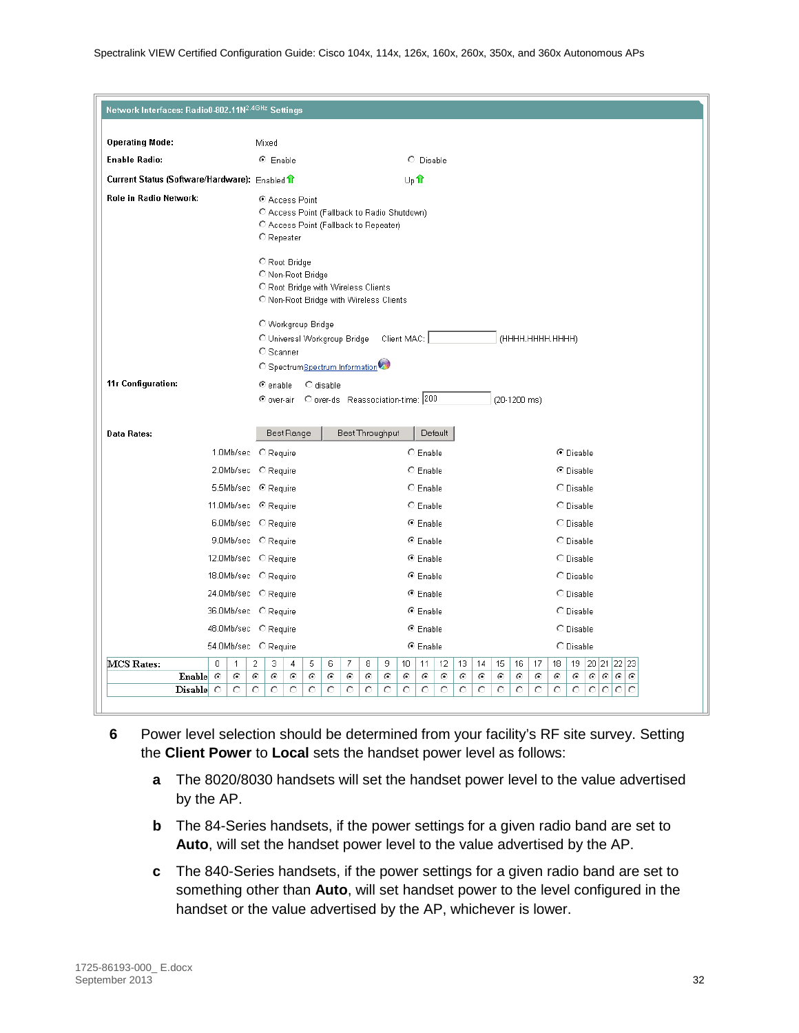**Network Interfaces: Radio0-802.11N$^{2.4GHz}$ Settings**

| | |
|---|---|
| **Operating Mode:** | Mixed |
| **Enable Radio:** | ◉ Enable ○ Disable |
| **Current Status (Software/Hardware):** | Enabled ↑ Up ↑ |
| **Role in Radio Network:** | ◉ Access Point<br>○ Access Point (Fallback to Radio Shutdown)<br>○ Access Point (Fallback to Repeater)<br>○ Repeater<br><br>○ Root Bridge<br>○ Non-Root Bridge<br>○ Root Bridge with Wireless Clients<br>○ Non-Root Bridge with Wireless Clients<br><br>○ Workgroup Bridge<br>○ Universal Workgroup Bridge Client MAC: ____ (HHHH.HHHH.HHHH)<br>○ Scanner<br>○ Spectrum Spectrum Information |
| **11r Configuration:** | ◉ enable ○ disable<br>◉ over-air ○ over-ds Reassociation-time: 200 (20-1200 ms) |

**Data Rates:** Best Range | Best Throughput | Default

| Rate | Require | Enable | Disable |
|---|---|---|---|
| 1.0Mb/sec | ○ | ○ | ◉ |
| 2.0Mb/sec | ○ | ○ | ◉ |
| 5.5Mb/sec | ◉ | ○ | ○ |
| 11.0Mb/sec | ◉ | ○ | ○ |
| 6.0Mb/sec | ○ | ◉ | ○ |
| 9.0Mb/sec | ○ | ◉ | ○ |
| 12.0Mb/sec | ○ | ◉ | ○ |
| 18.0Mb/sec | ○ | ◉ | ○ |
| 24.0Mb/sec | ○ | ◉ | ○ |
| 36.0Mb/sec | ○ | ◉ | ○ |
| 48.0Mb/sec | ○ | ◉ | ○ |
| 54.0Mb/sec | ○ | ◉ | ○ |

| MCS Rates: | 0 | 1 | 2 | 3 | 4 | 5 | 6 | 7 | 8 | 9 | 10 | 11 | 12 | 13 | 14 | 15 | 16 | 17 | 18 | 19 | 20 | 21 | 22 | 23 |
|---|---|---|---|---|---|---|---|---|---|---|---|---|---|---|---|---|---|---|---|---|---|---|---|---|
| Enable | ◉ | ◉ | ◉ | ◉ | ◉ | ◉ | ◉ | ◉ | ◉ | ◉ | ◉ | ◉ | ◉ | ◉ | ◉ | ◉ | ◉ | ◉ | ◉ | ◉ | ◉ | ◉ | ◉ | ◉ |
| Disable | ○ | ○ | ○ | ○ | ○ | ○ | ○ | ○ | ○ | ○ | ○ | ○ | ○ | ○ | ○ | ○ | ○ | ○ | ○ | ○ | ○ | ○ | ○ | ○ |

6. Power level selection should be determined from your facility's RF site survey. Setting the **Client Power** to **Local** sets the handset power level as follows:

   a. The 8020/8030 handsets will set the handset power level to the value advertised by the AP.

   b. The 84-Series handsets, if the power settings for a given radio band are set to **Auto**, will set the handset power level to the value advertised by the AP.

   c. The 840-Series handsets, if the power settings for a given radio band are set to something other than **Auto**, will set handset power to the level configured in the handset or the value advertised by the AP, whichever is lower.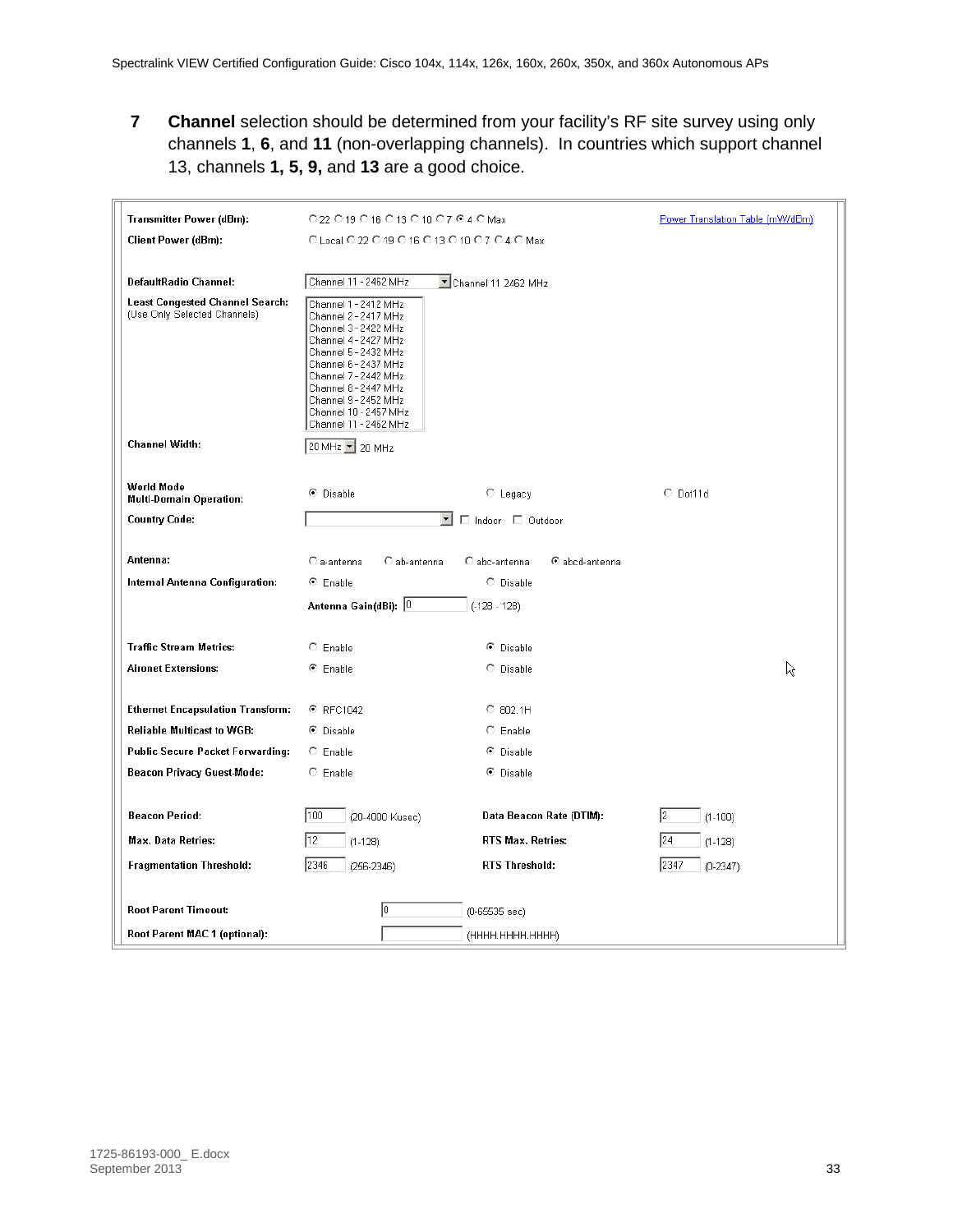**7** **Channel** selection should be determined from your facility's RF site survey using only channels **1**, **6**, and **11** (non-overlapping channels). In countries which support channel 13, channels **1, 5, 9,** and **13** are a good choice.

| | | | |
|---|---|---|---|
| **Transmitter Power (dBm):** | ○ 22 ○ 19 ○ 16 ○ 13 ○ 10 ○ 7 ◉ 4 ○ Max | | Power Translation Table (mW/dBm) |
| **Client Power (dBm):** | ○ Local ○ 22 ○ 19 ○ 16 ○ 13 ○ 10 ○ 7 ○ 4 ○ Max | | |
| **DefaultRadio Channel:** | Channel 11 - 2462 MHz ▼ Channel 11 2462 MHz | | |
| **Least Congested Channel Search:** (Use Only Selected Channels) | Channel 1 - 2412 MHz<br>Channel 2 - 2417 MHz<br>Channel 3 - 2422 MHz<br>Channel 4 - 2427 MHz<br>Channel 5 - 2432 MHz<br>Channel 6 - 2437 MHz<br>Channel 7 - 2442 MHz<br>Channel 8 - 2447 MHz<br>Channel 9 - 2452 MHz<br>Channel 10 - 2457 MHz<br>Channel 11 - 2462 MHz | | |
| **Channel Width:** | 20 MHz ▼ 20 MHz | | |
| **World Mode Multi-Domain Operation:** | ◉ Disable | ○ Legacy | ○ Dot11d |
| **Country Code:** | ▼ ☐ Indoor ☐ Outdoor | | |
| **Antenna:** | ○ a-antenna ○ ab-antenna | ○ abc-antenna ◉ abcd-antenna | |
| **Internal Antenna Configuration:** | ◉ Enable | ○ Disable | |
| | **Antenna Gain(dBi):** 0 | (-128 - 128) | |
| **Traffic Stream Metrics:** | ○ Enable | ◉ Disable | |
| **Aironet Extensions:** | ◉ Enable | ○ Disable | |
| **Ethernet Encapsulation Transform:** | ◉ RFC1042 | ○ 802.1H | |
| **Reliable Multicast to WGB:** | ◉ Disable | ○ Enable | |
| **Public Secure Packet Forwarding:** | ○ Enable | ◉ Disable | |
| **Beacon Privacy Guest-Mode:** | ○ Enable | ◉ Disable | |
| **Beacon Period:** | 100 (20-4000 Kusec) | **Data Beacon Rate (DTIM):** | 2 (1-100) |
| **Max. Data Retries:** | 12 (1-128) | **RTS Max. Retries:** | 24 (1-128) |
| **Fragmentation Threshold:** | 2346 (256-2346) | **RTS Threshold:** | 2347 (0-2347) |
| **Root Parent Timeout:** | 0 | (0-65535 sec) | |
| **Root Parent MAC 1 (optional):** | | (HHHH.HHHH.HHHH) | |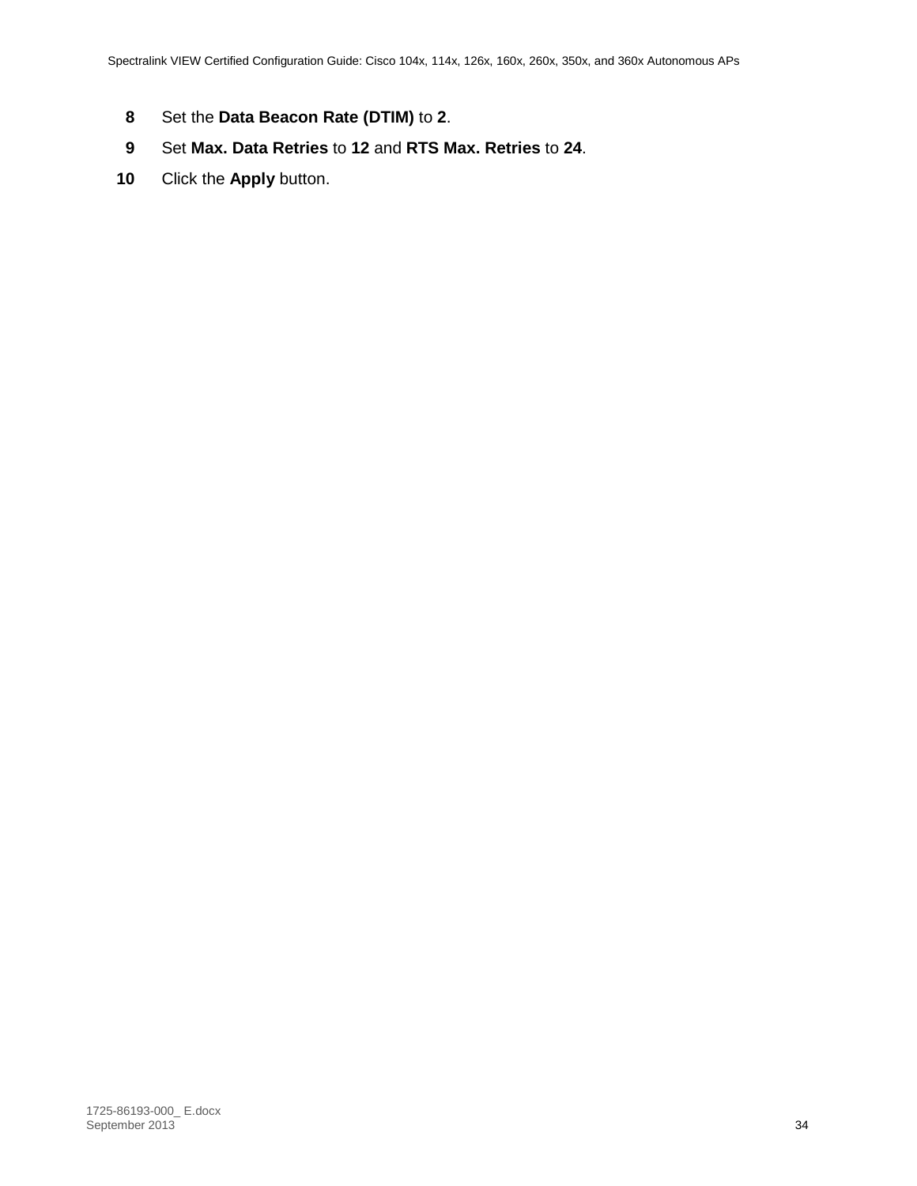8. Set the **Data Beacon Rate (DTIM)** to **2**.
9. Set **Max. Data Retries** to **12** and **RTS Max. Retries** to **24**.
10. Click the **Apply** button.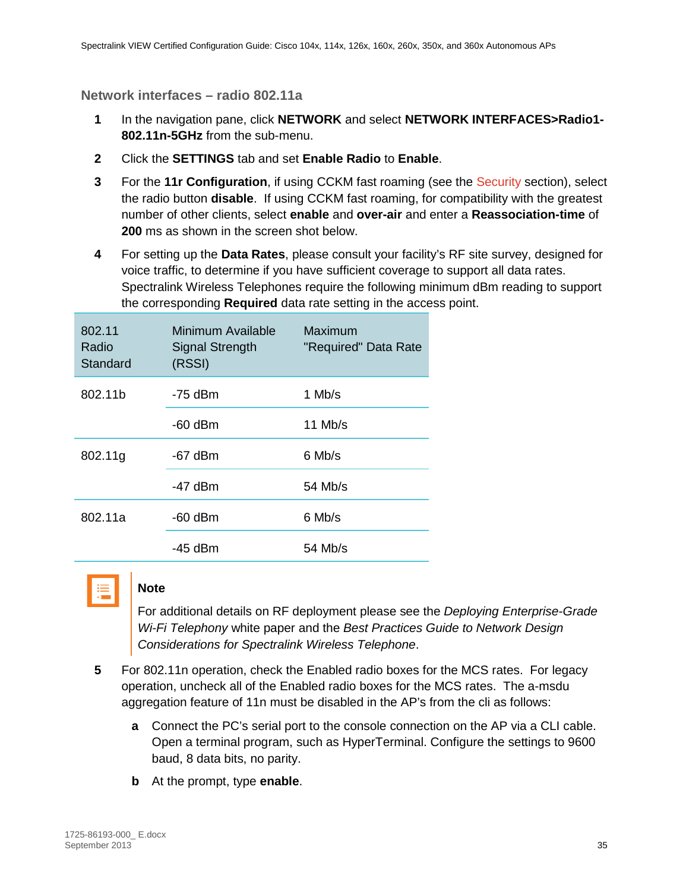### Network interfaces – radio 802.11a

1. In the navigation pane, click **NETWORK** and select **NETWORK INTERFACES>Radio1-802.11n-5GHz** from the sub-menu.
2. Click the **SETTINGS** tab and set **Enable Radio** to **Enable**.
3. For the **11r Configuration**, if using CCKM fast roaming (see the Security section), select the radio button **disable**. If using CCKM fast roaming, for compatibility with the greatest number of other clients, select **enable** and **over-air** and enter a **Reassociation-time** of **200** ms as shown in the screen shot below.
4. For setting up the **Data Rates**, please consult your facility's RF site survey, designed for voice traffic, to determine if you have sufficient coverage to support all data rates. Spectralink Wireless Telephones require the following minimum dBm reading to support the corresponding **Required** data rate setting in the access point.

| 802.11 Radio Standard | Minimum Available Signal Strength (RSSI) | Maximum "Required" Data Rate |
|---|---|---|
| 802.11b | -75 dBm | 1 Mb/s |
| | -60 dBm | 11 Mb/s |
| 802.11g | -67 dBm | 6 Mb/s |
| | -47 dBm | 54 Mb/s |
| 802.11a | -60 dBm | 6 Mb/s |
| | -45 dBm | 54 Mb/s |

**Note**

For additional details on RF deployment please see the *Deploying Enterprise-Grade Wi-Fi Telephony* white paper and the *Best Practices Guide to Network Design Considerations for Spectralink Wireless Telephone*.

5. For 802.11n operation, check the Enabled radio boxes for the MCS rates. For legacy operation, uncheck all of the Enabled radio boxes for the MCS rates. The a-msdu aggregation feature of 11n must be disabled in the AP's from the cli as follows:
   - **a** Connect the PC's serial port to the console connection on the AP via a CLI cable. Open a terminal program, such as HyperTerminal. Configure the settings to 9600 baud, 8 data bits, no parity.
   - **b** At the prompt, type **enable**.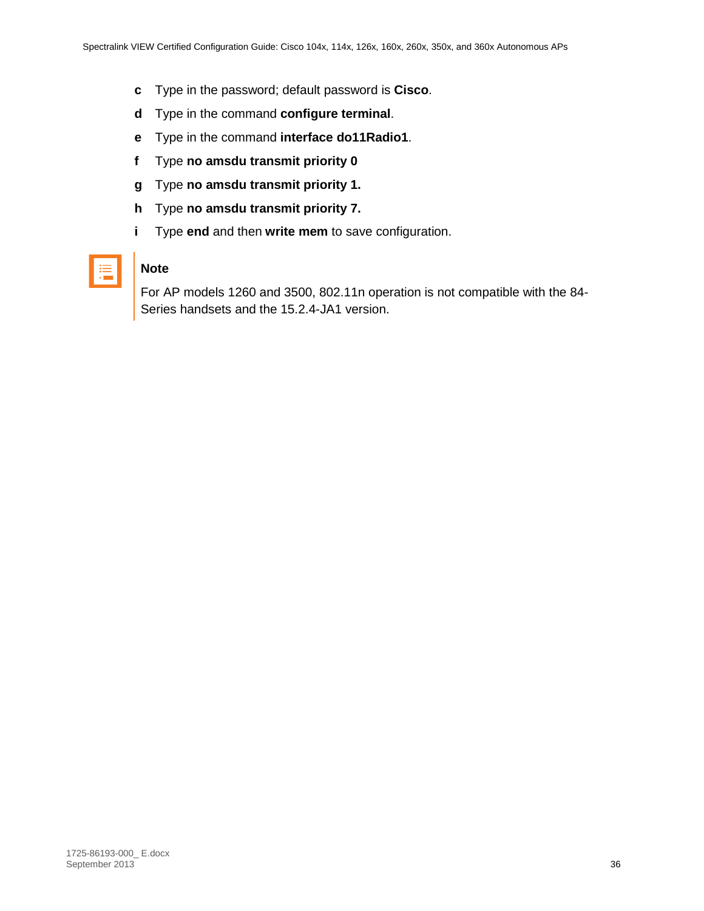c Type in the password; default password is **Cisco**.

d Type in the command **configure terminal**.

e Type in the command **interface do11Radio1**.

f Type **no amsdu transmit priority 0**

g Type **no amsdu transmit priority 1.**

h Type **no amsdu transmit priority 7.**

i Type **end** and then **write mem** to save configuration.

**Note**

For AP models 1260 and 3500, 802.11n operation is not compatible with the 84-Series handsets and the 15.2.4-JA1 version.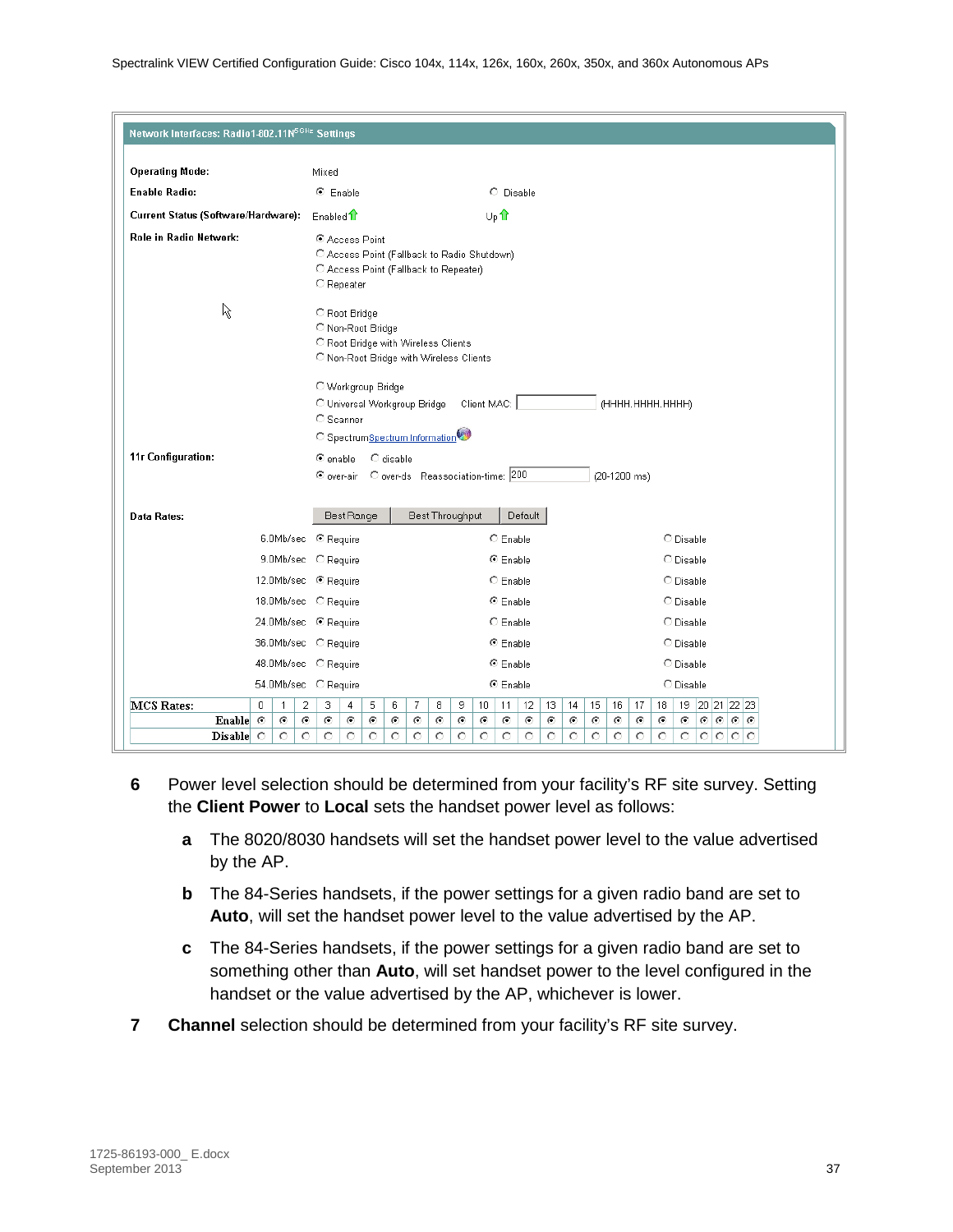**Network Interfaces: Radio1-802.11N5GHz Settings**

| | | |
|---|---|---|
| **Operating Mode:** | Mixed | |
| **Enable Radio:** | ◉ Enable | ○ Disable |
| **Current Status (Software/Hardware):** | Enabled | Up |

**Role in Radio Network:**

◉ Access Point
○ Access Point (Fallback to Radio Shutdown)
○ Access Point (Fallback to Repeater)
○ Repeater

○ Root Bridge
○ Non-Root Bridge
○ Root Bridge with Wireless Clients
○ Non-Root Bridge with Wireless Clients

○ Workgroup Bridge
○ Universal Workgroup Bridge Client MAC: (HHHH.HHHH.HHHH)
○ Scanner
○ Spectrum Spectrum Information

**11r Configuration:** ◉ enable ○ disable
◉ over-air ○ over-ds Reassociation-time: 200 (20-1200 ms)

**Data Rates:** Best Range | Best Throughput | Default

| Rate | Require | Enable | Disable |
|---|---|---|---|
| 6.0Mb/sec | ◉ Require | ○ Enable | ○ Disable |
| 9.0Mb/sec | ○ Require | ◉ Enable | ○ Disable |
| 12.0Mb/sec | ◉ Require | ○ Enable | ○ Disable |
| 18.0Mb/sec | ○ Require | ◉ Enable | ○ Disable |
| 24.0Mb/sec | ◉ Require | ○ Enable | ○ Disable |
| 36.0Mb/sec | ○ Require | ◉ Enable | ○ Disable |
| 48.0Mb/sec | ○ Require | ◉ Enable | ○ Disable |
| 54.0Mb/sec | ○ Require | ◉ Enable | ○ Disable |

| MCS Rates: | 0 | 1 | 2 | 3 | 4 | 5 | 6 | 7 | 8 | 9 | 10 | 11 | 12 | 13 | 14 | 15 | 16 | 17 | 18 | 19 | 20 | 21 | 22 | 23 |
|---|---|---|---|---|---|---|---|---|---|---|---|---|---|---|---|---|---|---|---|---|---|---|---|---|
| Enable | ◉ | ◉ | ◉ | ◉ | ◉ | ◉ | ◉ | ◉ | ◉ | ◉ | ◉ | ◉ | ◉ | ◉ | ◉ | ◉ | ◉ | ◉ | ◉ | ◉ | ◉ | ◉ | ◉ | ◉ |
| Disable | ○ | ○ | ○ | ○ | ○ | ○ | ○ | ○ | ○ | ○ | ○ | ○ | ○ | ○ | ○ | ○ | ○ | ○ | ○ | ○ | ○ | ○ | ○ | ○ |

6 Power level selection should be determined from your facility's RF site survey. Setting the **Client Power** to **Local** sets the handset power level as follows:

   a The 8020/8030 handsets will set the handset power level to the value advertised by the AP.

   b The 84-Series handsets, if the power settings for a given radio band are set to **Auto**, will set the handset power level to the value advertised by the AP.

   c The 84-Series handsets, if the power settings for a given radio band are set to something other than **Auto**, will set handset power to the level configured in the handset or the value advertised by the AP, whichever is lower.

7 **Channel** selection should be determined from your facility's RF site survey.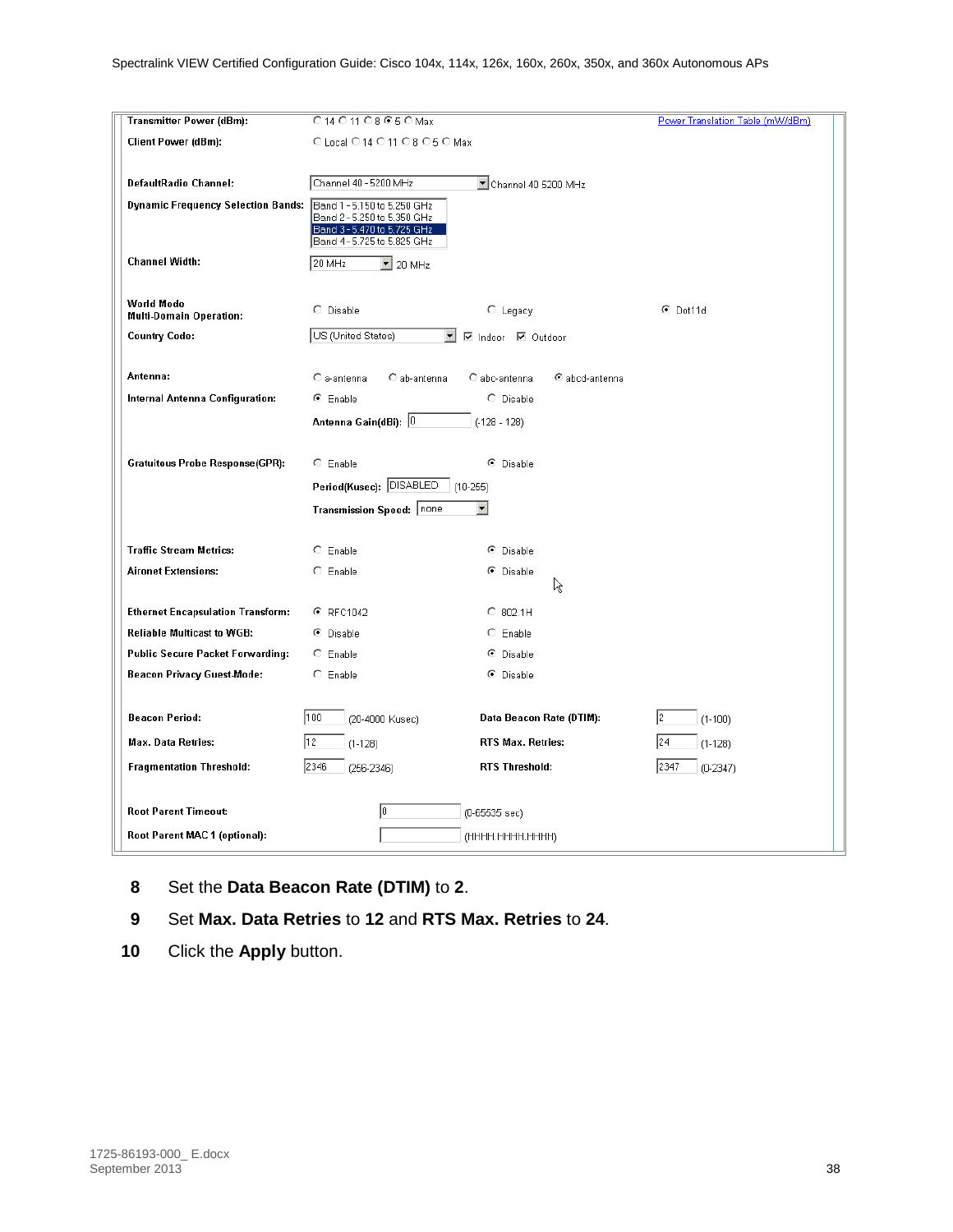| | | | |
|---|---|---|---|
| **Transmitter Power (dBm):** | ○ 14 ○ 11 ○ 8 ◉ 5 ○ Max | | Power Translation Table (mW/dBm) |
| **Client Power (dBm):** | ○ Local ○ 14 ○ 11 ○ 8 ○ 5 ○ Max | | |
| **DefaultRadio Channel:** | Channel 40 - 5200 MHz | Channel 40 5200 MHz | |
| **Dynamic Frequency Selection Bands:** | Band 1 - 5.150 to 5.250 GHz<br>Band 2 - 5.250 to 5.350 GHz<br>Band 3 - 5.470 to 5.725 GHz<br>Band 4 - 5.725 to 5.825 GHz | | |
| **Channel Width:** | 20 MHz | 20 MHz | |
| **World Mode Multi-Domain Operation:** | ○ Disable | ○ Legacy | ◉ Dot11d |
| **Country Code:** | US (United States) | ☑ Indoor ☑ Outdoor | |
| **Antenna:** | ○ a-antenna ○ ab-antenna | ○ abc-antenna ◉ abcd-antenna | |
| **Internal Antenna Configuration:** | ◉ Enable | ○ Disable | |
| | **Antenna Gain(dBi):** 0 | (-128 - 128) | |
| **Gratuitous Probe Response(GPR):** | ○ Enable | ◉ Disable | |
| | **Period(Kusec):** DISABLED | (10-255) | |
| | **Transmission Speed:** none | | |
| **Traffic Stream Metrics:** | ○ Enable | ◉ Disable | |
| **Aironet Extensions:** | ○ Enable | ◉ Disable | |
| **Ethernet Encapsulation Transform:** | ◉ RFC1042 | ○ 802.1H | |
| **Reliable Multicast to WGB:** | ◉ Disable | ○ Enable | |
| **Public Secure Packet Forwarding:** | ○ Enable | ◉ Disable | |
| **Beacon Privacy Guest-Mode:** | ○ Enable | ◉ Disable | |
| **Beacon Period:** | 100 (20-4000 Kusec) | **Data Beacon Rate (DTIM):** | 2 (1-100) |
| **Max. Data Retries:** | 12 (1-128) | **RTS Max. Retries:** | 24 (1-128) |
| **Fragmentation Threshold:** | 2346 (256-2346) | **RTS Threshold:** | 2347 (0-2347) |
| **Root Parent Timeout:** | 0 (0-65535 sec) | | |
| **Root Parent MAC 1 (optional):** | (HHHH.HHHH.HHHH) | | |

8. Set the **Data Beacon Rate (DTIM)** to **2**.
9. Set **Max. Data Retries** to **12** and **RTS Max. Retries** to **24**.
10. Click the **Apply** button.